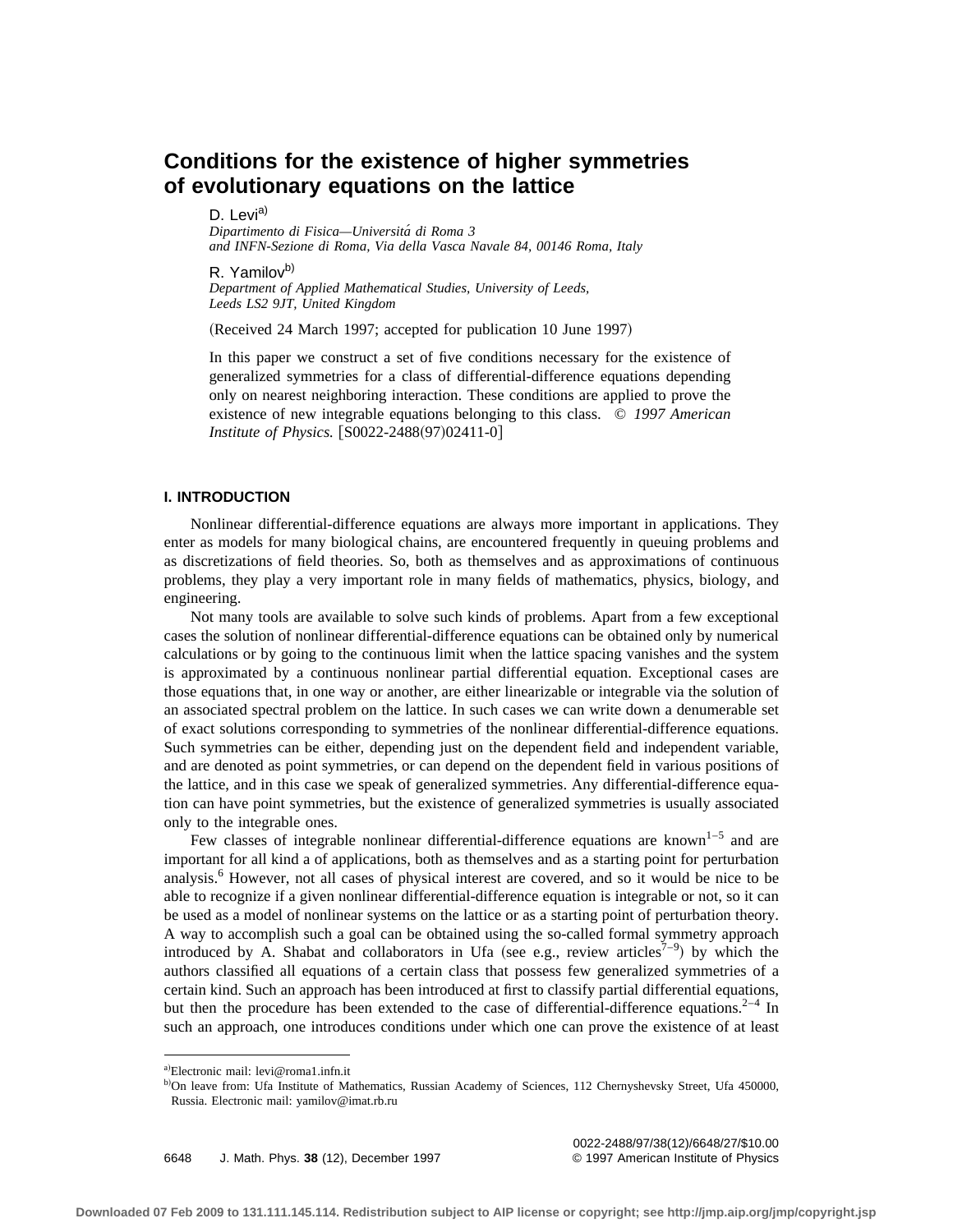# Conditions for the existence of higher symmetries of evolutionary equations on the lattice

D. Levi[a)]
*Dipartimento di Fisica—Universitá di Roma 3 and INFN-Sezione di Roma, Via della Vasca Navale 84, 00146 Roma, Italy*

R. Yamilov[b)]
*Department of Applied Mathematical Studies, University of Leeds, Leeds LS2 9JT, United Kingdom*

(Received 24 March 1997; accepted for publication 10 June 1997)

In this paper we construct a set of five conditions necessary for the existence of generalized symmetries for a class of differential-difference equations depending only on nearest neighboring interaction. These conditions are applied to prove the existence of new integrable equations belonging to this class. © *1997 American Institute of Physics.* [S0022-2488(97)02411-0]

## I. INTRODUCTION

Nonlinear differential-difference equations are always more important in applications. They enter as models for many biological chains, are encountered frequently in queuing problems and as discretizations of field theories. So, both as themselves and as approximations of continuous problems, they play a very important role in many fields of mathematics, physics, biology, and engineering.

Not many tools are available to solve such kinds of problems. Apart from a few exceptional cases the solution of nonlinear differential-difference equations can be obtained only by numerical calculations or by going to the continuous limit when the lattice spacing vanishes and the system is approximated by a continuous nonlinear partial differential equation. Exceptional cases are those equations that, in one way or another, are either linearizable or integrable via the solution of an associated spectral problem on the lattice. In such cases we can write down a denumerable set of exact solutions corresponding to symmetries of the nonlinear differential-difference equations. Such symmetries can be either, depending just on the dependent field and independent variable, and are denoted as point symmetries, or can depend on the dependent field in various positions of the lattice, and in this case we speak of generalized symmetries. Any differential-difference equation can have point symmetries, but the existence of generalized symmetries is usually associated only to the integrable ones.

Few classes of integrable nonlinear differential-difference equations are known[1–5] and are important for all kind a of applications, both as themselves and as a starting point for perturbation analysis.[6] However, not all cases of physical interest are covered, and so it would be nice to be able to recognize if a given nonlinear differential-difference equation is integrable or not, so it can be used as a model of nonlinear systems on the lattice or as a starting point of perturbation theory. A way to accomplish such a goal can be obtained using the so-called formal symmetry approach introduced by A. Shabat and collaborators in Ufa (see e.g., review articles[7–9]) by which the authors classified all equations of a certain class that possess few generalized symmetries of a certain kind. Such an approach has been introduced at first to classify partial differential equations, but then the procedure has been extended to the case of differential-difference equations.[2–4] In such an approach, one introduces conditions under which one can prove the existence of at least

---

[a)]Electronic mail: levi@roma1.infn.it

[b)]On leave from: Ufa Institute of Mathematics, Russian Academy of Sciences, 112 Chernyshevsky Street, Ufa 450000, Russia. Electronic mail: yamilov@imat.rb.ru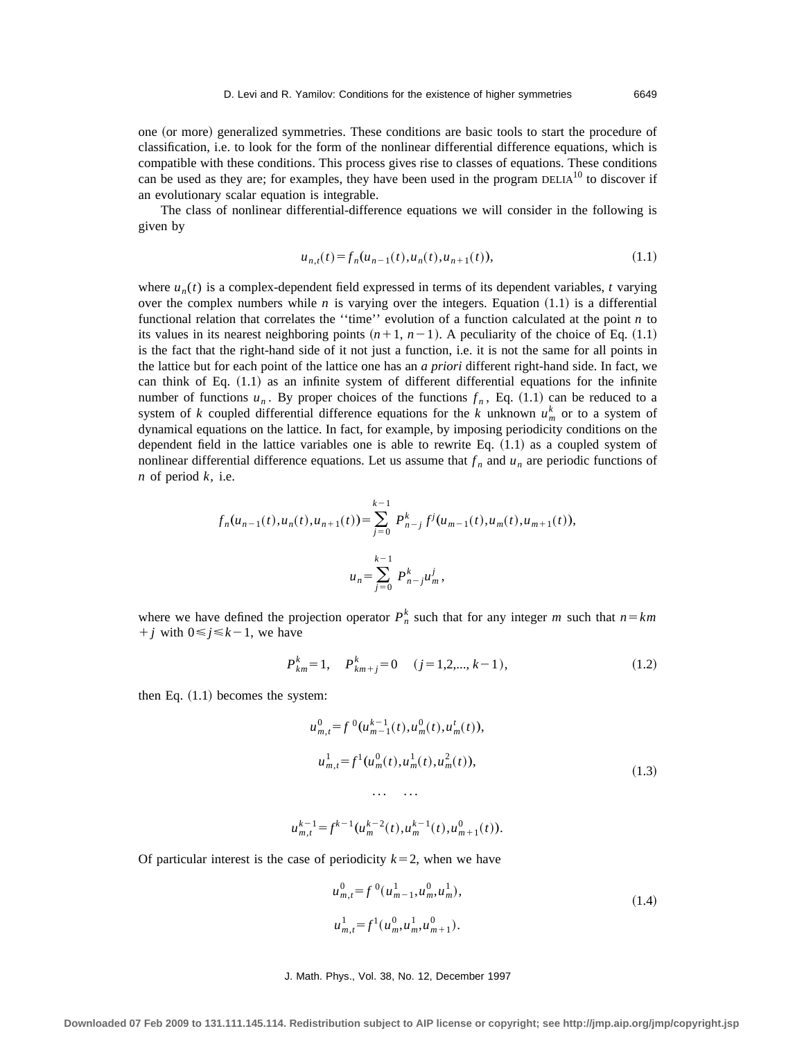one (or more) generalized symmetries. These conditions are basic tools to start the procedure of classification, i.e. to look for the form of the nonlinear differential difference equations, which is compatible with these conditions. This process gives rise to classes of equations. These conditions can be used as they are; for examples, they have been used in the program DELIA[10] to discover if an evolutionary scalar equation is integrable.

The class of nonlinear differential-difference equations we will consider in the following is given by

$$u_{n,t}(t)=f_n(u_{n-1}(t),u_n(t),u_{n+1}(t)), \tag{1.1}$$

where $u_n(t)$ is a complex-dependent field expressed in terms of its dependent variables, $t$ varying over the complex numbers while $n$ is varying over the integers. Equation (1.1) is a differential functional relation that correlates the ''time'' evolution of a function calculated at the point $n$ to its values in its nearest neighboring points ($n+1$, $n-1$). A peculiarity of the choice of Eq. (1.1) is the fact that the right-hand side of it not just a function, i.e. it is not the same for all points in the lattice but for each point of the lattice one has an *a priori* different right-hand side. In fact, we can think of Eq. (1.1) as an infinite system of different differential equations for the infinite number of functions $u_n$. By proper choices of the functions $f_n$, Eq. (1.1) can be reduced to a system of $k$ coupled differential difference equations for the $k$ unknown $u_m^k$ or to a system of dynamical equations on the lattice. In fact, for example, by imposing periodicity conditions on the dependent field in the lattice variables one is able to rewrite Eq. (1.1) as a coupled system of nonlinear differential difference equations. Let us assume that $f_n$ and $u_n$ are periodic functions of $n$ of period $k$, i.e.

$$f_n(u_{n-1}(t),u_n(t),u_{n+1}(t))=\sum_{j=0}^{k-1} P_{n-j}^k\, f^j(u_{m-1}(t),u_m(t),u_{m+1}(t)),$$

$$u_n=\sum_{j=0}^{k-1} P_{n-j}^k u_m^j\,,$$

where we have defined the projection operator $P_n^k$ such that for any integer $m$ such that $n=km+j$ with $0\leqslant j\leqslant k-1$, we have

$$P_{km}^k=1, \quad P_{km+j}^k=0 \quad (j=1,2,...,k-1), \tag{1.2}$$

then Eq. (1.1) becomes the system:

$$\begin{aligned}
u_{m,t}^0&=f^0(u_{m-1}^{k-1}(t),u_m^0(t),u_m^t(t)),\\
u_{m,t}^1&=f^1(u_m^0(t),u_m^1(t),u_m^2(t)),\\
&\cdots \quad \cdots\\
u_{m,t}^{k-1}&=f^{k-1}(u_m^{k-2}(t),u_m^{k-1}(t),u_{m+1}^0(t)).
\end{aligned} \tag{1.3}$$

Of particular interest is the case of periodicity $k=2$, when we have

$$\begin{aligned}
u_{m,t}^0&=f^0(u_{m-1}^1,u_m^0,u_m^1),\\
u_{m,t}^1&=f^1(u_m^0,u_m^1,u_{m+1}^0).
\end{aligned} \tag{1.4}$$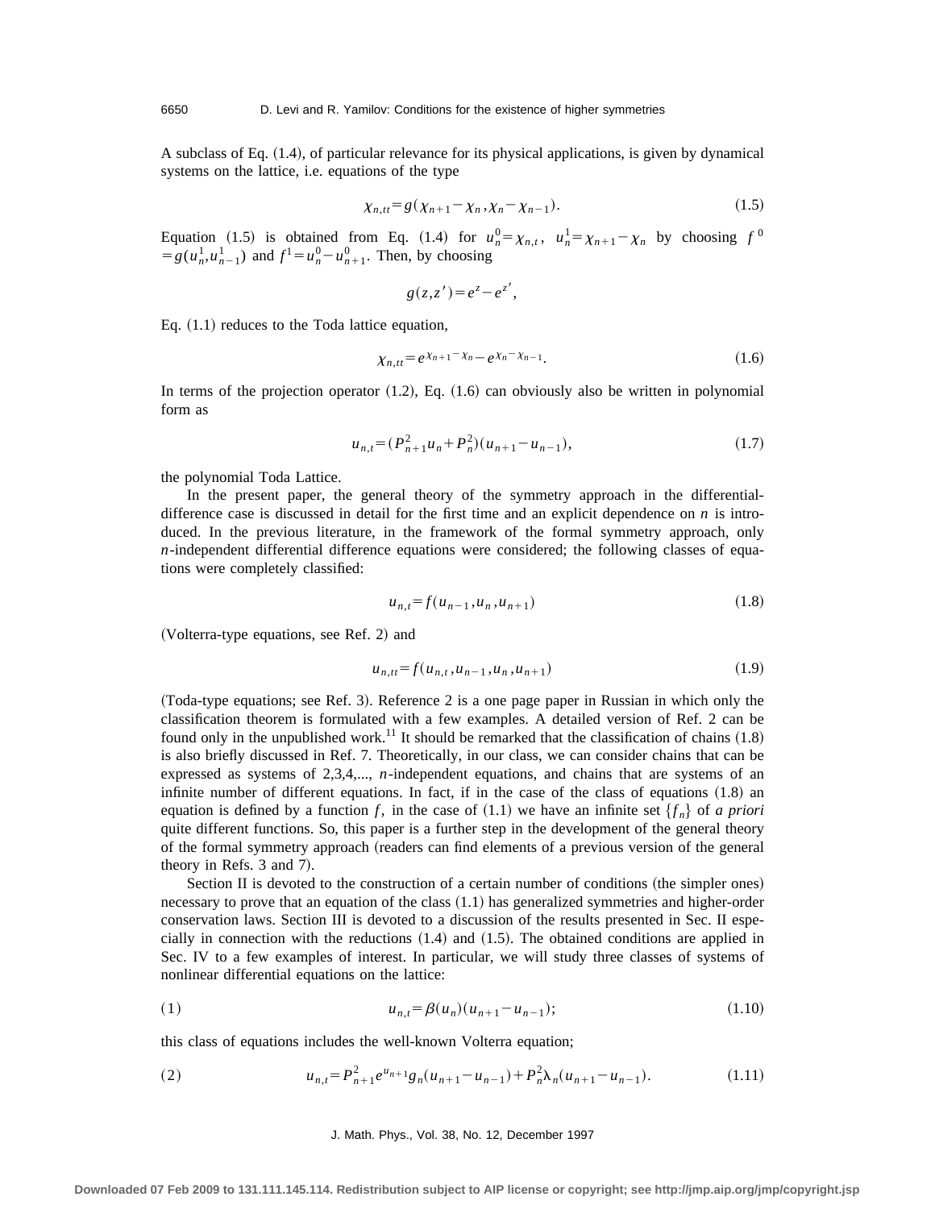A subclass of Eq. (1.4), of particular relevance for its physical applications, is given by dynamical systems on the lattice, i.e. equations of the type

$$\chi_{n,tt} = g(\chi_{n+1} - \chi_n, \chi_n - \chi_{n-1}). \tag{1.5}$$

Equation (1.5) is obtained from Eq. (1.4) for $u_n^0 = \chi_{n,t}$, $u_n^1 = \chi_{n+1} - \chi_n$ by choosing $f^0 = g(u_n^1, u_{n-1}^1)$ and $f^1 = u_n^0 - u_{n+1}^0$. Then, by choosing

$$g(z,z') = e^z - e^{z'},$$

Eq. (1.1) reduces to the Toda lattice equation,

$$\chi_{n,tt} = e^{\chi_{n+1} - \chi_n} - e^{\chi_n - \chi_{n-1}}. \tag{1.6}$$

In terms of the projection operator (1.2), Eq. (1.6) can obviously also be written in polynomial form as

$$u_{n,t} = (P_{n+1}^2 u_n + P_n^2)(u_{n+1} - u_{n-1}), \tag{1.7}$$

the polynomial Toda Lattice.

In the present paper, the general theory of the symmetry approach in the differential-difference case is discussed in detail for the first time and an explicit dependence on $n$ is introduced. In the previous literature, in the framework of the formal symmetry approach, only $n$-independent differential difference equations were considered; the following classes of equations were completely classified:

$$u_{n,t} = f(u_{n-1}, u_n, u_{n+1}) \tag{1.8}$$

(Volterra-type equations, see Ref. 2) and

$$u_{n,tt} = f(u_{n,t}, u_{n-1}, u_n, u_{n+1}) \tag{1.9}$$

(Toda-type equations; see Ref. 3). Reference 2 is a one page paper in Russian in which only the classification theorem is formulated with a few examples. A detailed version of Ref. 2 can be found only in the unpublished work.[11] It should be remarked that the classification of chains (1.8) is also briefly discussed in Ref. 7. Theoretically, in our class, we can consider chains that can be expressed as systems of 2,3,4,..., $n$-independent equations, and chains that are systems of an infinite number of different equations. In fact, if in the case of the class of equations (1.8) an equation is defined by a function $f$, in the case of (1.1) we have an infinite set $\{f_n\}$ of *a priori* quite different functions. So, this paper is a further step in the development of the general theory of the formal symmetry approach (readers can find elements of a previous version of the general theory in Refs. 3 and 7).

Section II is devoted to the construction of a certain number of conditions (the simpler ones) necessary to prove that an equation of the class (1.1) has generalized symmetries and higher-order conservation laws. Section III is devoted to a discussion of the results presented in Sec. II especially in connection with the reductions (1.4) and (1.5). The obtained conditions are applied in Sec. IV to a few examples of interest. In particular, we will study three classes of systems of nonlinear differential equations on the lattice:

(1)
$$u_{n,t} = \beta(u_n)(u_{n+1} - u_{n-1}); \tag{1.10}$$

this class of equations includes the well-known Volterra equation;

(2)
$$u_{n,t} = P_{n+1}^2 e^{u_{n+1}} g_n(u_{n+1} - u_{n-1}) + P_n^2 \lambda_n (u_{n+1} - u_{n-1}). \tag{1.11}$$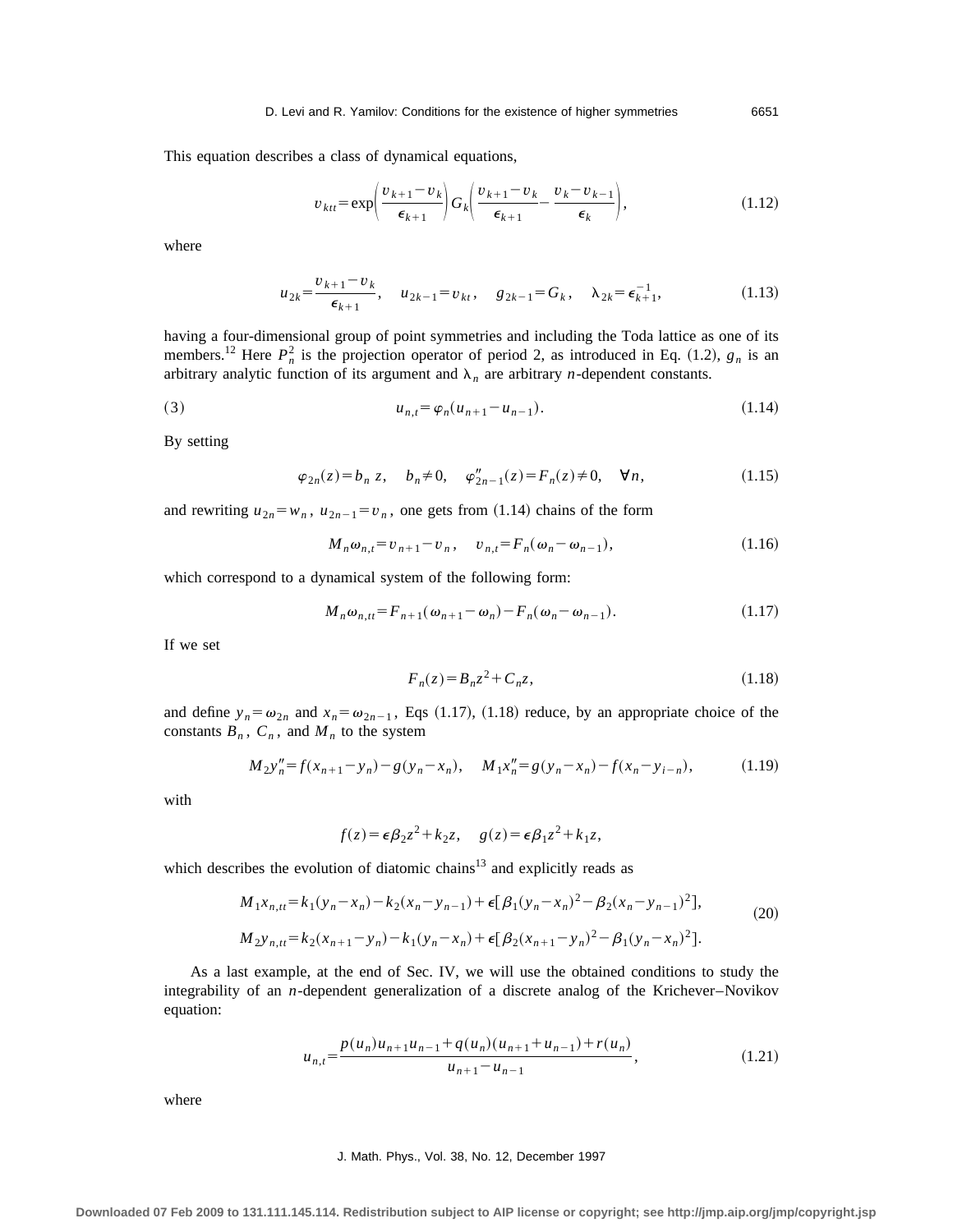This equation describes a class of dynamical equations,

$$v_{ktt}=\exp\left(\frac{v_{k+1}-v_k}{\epsilon_{k+1}}\right)G_k\left(\frac{v_{k+1}-v_k}{\epsilon_{k+1}}-\frac{v_k-v_{k-1}}{\epsilon_k}\right), \tag{1.12}$$

where

$$u_{2k}=\frac{v_{k+1}-v_k}{\epsilon_{k+1}}, \quad u_{2k-1}=v_{kt}, \quad g_{2k-1}=G_k, \quad \lambda_{2k}=\epsilon_{k+1}^{-1}, \tag{1.13}$$

having a four-dimensional group of point symmetries and including the Toda lattice as one of its members.[12] Here $P_n^2$ is the projection operator of period 2, as introduced in Eq. (1.2), $g_n$ is an arbitrary analytic function of its argument and $\lambda_n$ are arbitrary $n$-dependent constants.

(3)
$$u_{n,t}=\varphi_n(u_{n+1}-u_{n-1}). \tag{1.14}$$

By setting

$$\varphi_{2n}(z)=b_n\, z, \quad b_n\neq 0, \quad \varphi''_{2n-1}(z)=F_n(z)\neq 0, \quad \forall n, \tag{1.15}$$

and rewriting $u_{2n}=w_n$, $u_{2n-1}=v_n$, one gets from (1.14) chains of the form

$$M_n\omega_{n,t}=v_{n+1}-v_n, \quad v_{n,t}=F_n(\omega_n-\omega_{n-1}), \tag{1.16}$$

which correspond to a dynamical system of the following form:

$$M_n\omega_{n,tt}=F_{n+1}(\omega_{n+1}-\omega_n)-F_n(\omega_n-\omega_{n-1}). \tag{1.17}$$

If we set

$$F_n(z)=B_nz^2+C_nz, \tag{1.18}$$

and define $y_n=\omega_{2n}$ and $x_n=\omega_{2n-1}$, Eqs (1.17), (1.18) reduce, by an appropriate choice of the constants $B_n$, $C_n$, and $M_n$ to the system

$$M_2y''_n=f(x_{n+1}-y_n)-g(y_n-x_n), \quad M_1x''_n=g(y_n-x_n)-f(x_n-y_{i-n}), \tag{1.19}$$

with

$$f(z)=\epsilon\beta_2z^2+k_2z, \quad g(z)=\epsilon\beta_1z^2+k_1z,$$

which describes the evolution of diatomic chains[13] and explicitly reads as

$$\begin{aligned} M_1x_{n,tt}&=k_1(y_n-x_n)-k_2(x_n-y_{n-1})+\epsilon[\beta_1(y_n-x_n)^2-\beta_2(x_n-y_{n-1})^2],\\ M_2y_{n,tt}&=k_2(x_{n+1}-y_n)-k_1(y_n-x_n)+\epsilon[\beta_2(x_{n+1}-y_n)^2-\beta_1(y_n-x_n)^2]. \end{aligned} \tag{20}$$

As a last example, at the end of Sec. IV, we will use the obtained conditions to study the integrability of an $n$-dependent generalization of a discrete analog of the Krichever–Novikov equation:

$$u_{n,t}=\frac{p(u_n)u_{n+1}u_{n-1}+q(u_n)(u_{n+1}+u_{n-1})+r(u_n)}{u_{n+1}-u_{n-1}}, \tag{1.21}$$

where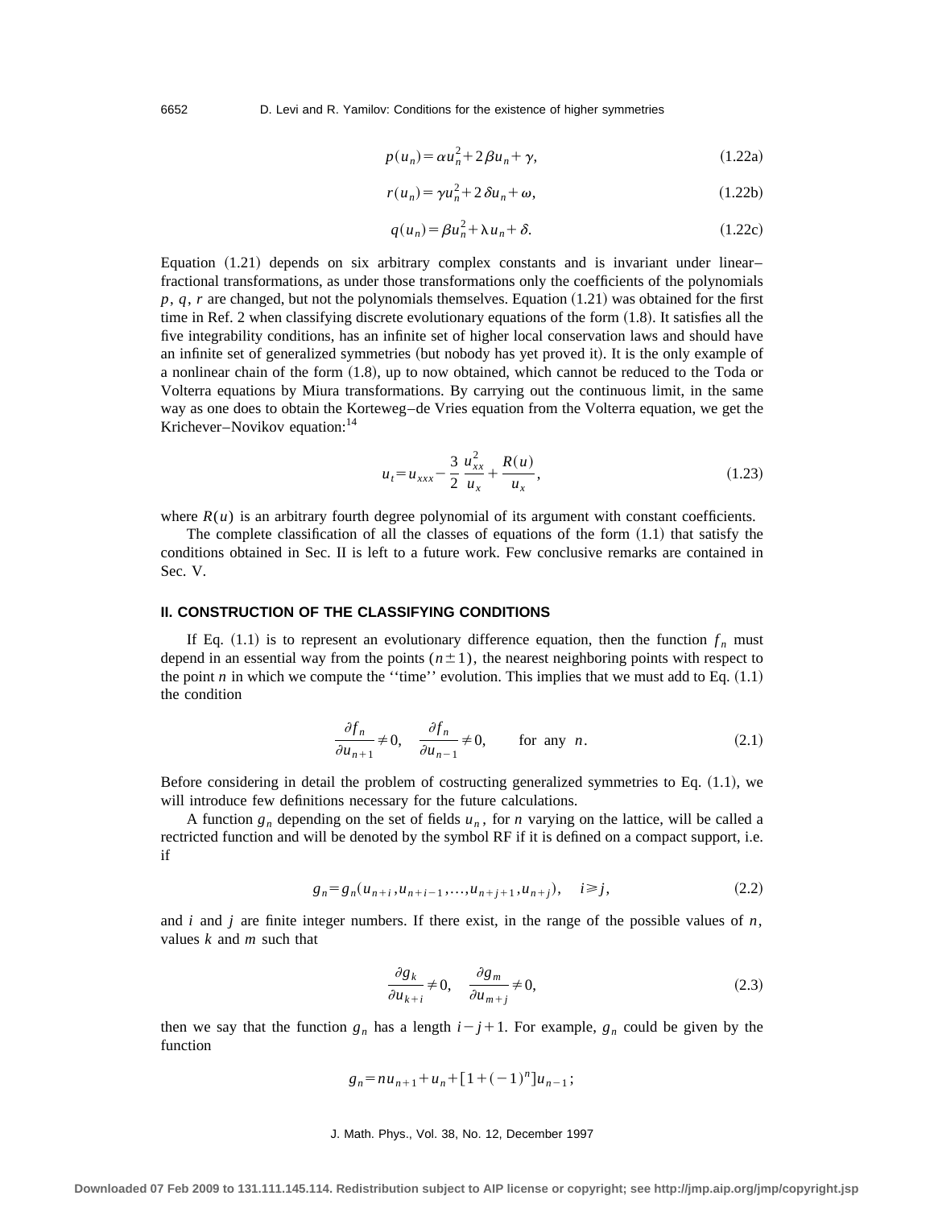$$p(u_n) = \alpha u_n^2 + 2\beta u_n + \gamma, \tag{1.22a}$$

$$r(u_n) = \gamma u_n^2 + 2\delta u_n + \omega, \tag{1.22b}$$

$$q(u_n) = \beta u_n^2 + \lambda u_n + \delta. \tag{1.22c}$$

Equation (1.21) depends on six arbitrary complex constants and is invariant under linear–fractional transformations, as under those transformations only the coefficients of the polynomials $p$, $q$, $r$ are changed, but not the polynomials themselves. Equation (1.21) was obtained for the first time in Ref. 2 when classifying discrete evolutionary equations of the form (1.8). It satisfies all the five integrability conditions, has an infinite set of higher local conservation laws and should have an infinite set of generalized symmetries (but nobody has yet proved it). It is the only example of a nonlinear chain of the form (1.8), up to now obtained, which cannot be reduced to the Toda or Volterra equations by Miura transformations. By carrying out the continuous limit, in the same way as one does to obtain the Korteweg–de Vries equation from the Volterra equation, we get the Krichever–Novikov equation:[14]

$$u_t = u_{xxx} - \frac{3}{2}\frac{u_{xx}^2}{u_x} + \frac{R(u)}{u_x}, \tag{1.23}$$

where $R(u)$ is an arbitrary fourth degree polynomial of its argument with constant coefficients.

The complete classification of all the classes of equations of the form (1.1) that satisfy the conditions obtained in Sec. II is left to a future work. Few conclusive remarks are contained in Sec. V.

## II. CONSTRUCTION OF THE CLASSIFYING CONDITIONS

If Eq. (1.1) is to represent an evolutionary difference equation, then the function $f_n$ must depend in an essential way from the points $(n \pm 1)$, the nearest neighboring points with respect to the point $n$ in which we compute the ''time'' evolution. This implies that we must add to Eq. (1.1) the condition

$$\frac{\partial f_n}{\partial u_{n+1}} \neq 0, \quad \frac{\partial f_n}{\partial u_{n-1}} \neq 0, \qquad \text{for any } n. \tag{2.1}$$

Before considering in detail the problem of costructing generalized symmetries to Eq. (1.1), we will introduce few definitions necessary for the future calculations.

A function $g_n$ depending on the set of fields $u_n$, for $n$ varying on the lattice, will be called a rectricted function and will be denoted by the symbol RF if it is defined on a compact support, i.e. if

$$g_n = g_n(u_{n+i}, u_{n+i-1}, \ldots, u_{n+j+1}, u_{n+j}), \quad i \geqslant j, \tag{2.2}$$

and $i$ and $j$ are finite integer numbers. If there exist, in the range of the possible values of $n$, values $k$ and $m$ such that

$$\frac{\partial g_k}{\partial u_{k+i}} \neq 0, \quad \frac{\partial g_m}{\partial u_{m+j}} \neq 0, \tag{2.3}$$

then we say that the function $g_n$ has a length $i - j + 1$. For example, $g_n$ could be given by the function

$$g_n = n u_{n+1} + u_n + [1 + (-1)^n] u_{n-1};$$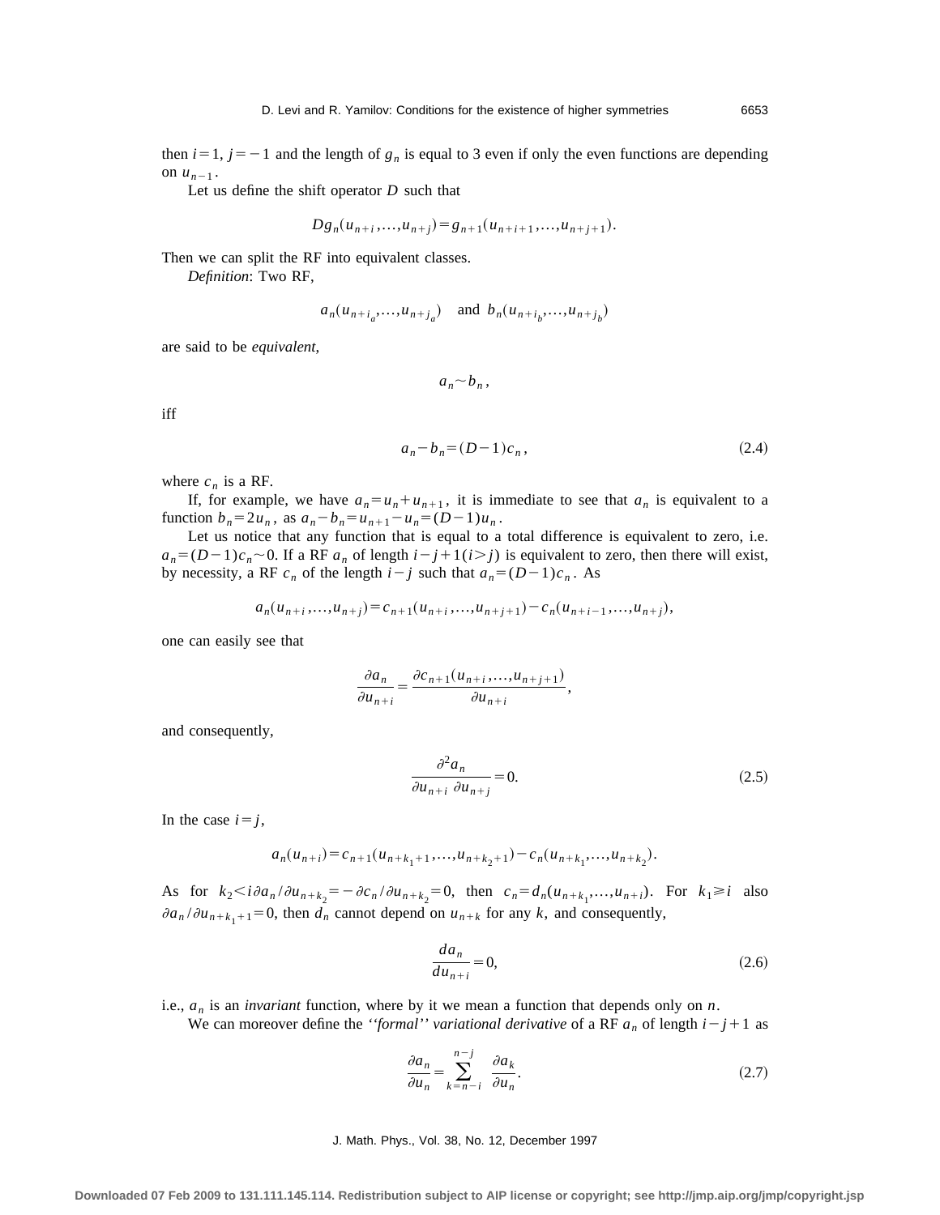then $i=1$, $j=-1$ and the length of $g_n$ is equal to 3 even if only the even functions are depending on $u_{n-1}$.

Let us define the shift operator $D$ such that

$$Dg_n(u_{n+i},\ldots,u_{n+j})=g_{n+1}(u_{n+i+1},\ldots,u_{n+j+1}).$$

Then we can split the RF into equivalent classes.

*Definition*: Two RF,

$$a_n(u_{n+i_a},\ldots,u_{n+j_a}) \quad \text{and} \quad b_n(u_{n+i_b},\ldots,u_{n+j_b})$$

are said to be *equivalent*,

$$a_n \sim b_n,$$

iff

$$a_n-b_n=(D-1)c_n, \tag{2.4}$$

where $c_n$ is a RF.

If, for example, we have $a_n=u_n+u_{n+1}$, it is immediate to see that $a_n$ is equivalent to a function $b_n=2u_n$, as $a_n-b_n=u_{n+1}-u_n=(D-1)u_n$.

Let us notice that any function that is equal to a total difference is equivalent to zero, i.e. $a_n=(D-1)c_n \sim 0$. If a RF $a_n$ of length $i-j+1(i>j)$ is equivalent to zero, then there will exist, by necessity, a RF $c_n$ of the length $i-j$ such that $a_n=(D-1)c_n$. As

$$a_n(u_{n+i},\ldots,u_{n+j})=c_{n+1}(u_{n+i},\ldots,u_{n+j+1})-c_n(u_{n+i-1},\ldots,u_{n+j}),$$

one can easily see that

$$\frac{\partial a_n}{\partial u_{n+i}}=\frac{\partial c_{n+1}(u_{n+i},\ldots,u_{n+j+1})}{\partial u_{n+i}},$$

and consequently,

$$\frac{\partial^2 a_n}{\partial u_{n+i}\,\partial u_{n+j}}=0. \tag{2.5}$$

In the case $i=j$,

$$a_n(u_{n+i})=c_{n+1}(u_{n+k_1+1},\ldots,u_{n+k_2+1})-c_n(u_{n+k_1},\ldots,u_{n+k_2}).$$

As for $k_2<i\,\partial a_n/\partial u_{n+k_2}=-\partial c_n/\partial u_{n+k_2}=0$, then $c_n=d_n(u_{n+k_1},\ldots,u_{n+i})$. For $k_1 \geqslant i$ also $\partial a_n/\partial u_{n+k_1+1}=0$, then $d_n$ cannot depend on $u_{n+k}$ for any $k$, and consequently,

$$\frac{da_n}{du_{n+i}}=0, \tag{2.6}$$

i.e., $a_n$ is an *invariant* function, where by it we mean a function that depends only on $n$.

We can moreover define the *''formal'' variational derivative* of a RF $a_n$ of length $i-j+1$ as

$$\frac{\partial a_n}{\partial u_n}=\sum_{k=n-i}^{n-j}\frac{\partial a_k}{\partial u_n}. \tag{2.7}$$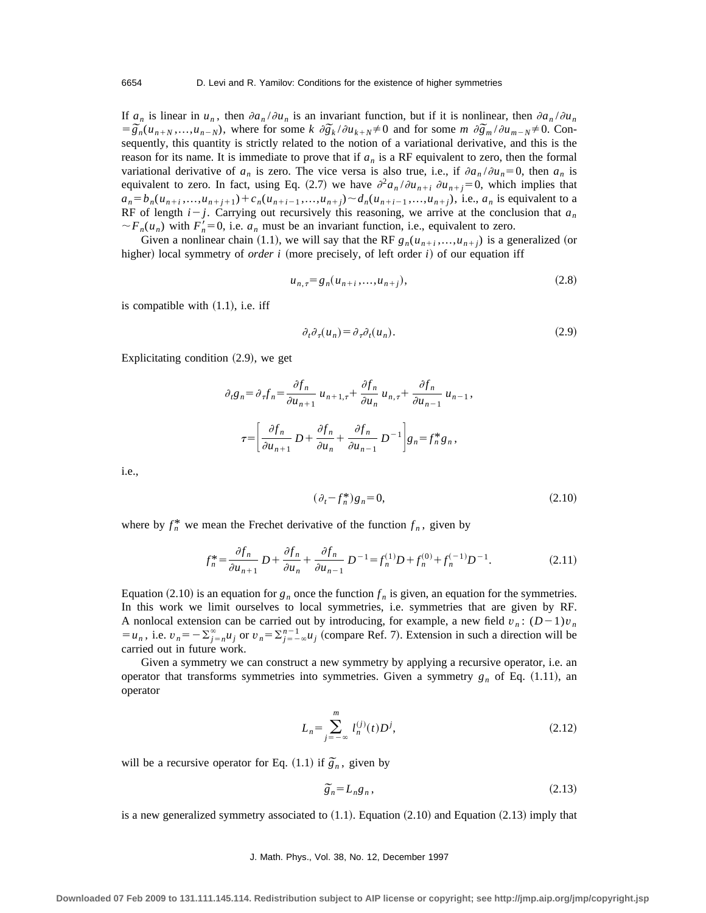If $a_n$ is linear in $u_n$, then $\partial a_n / \partial u_n$ is an invariant function, but if it is nonlinear, then $\partial a_n / \partial u_n = \tilde{g}_n(u_{n+N}, \ldots, u_{n-N})$, where for some $k$ $\partial \tilde{g}_k / \partial u_{k+N} \neq 0$ and for some $m$ $\partial \tilde{g}_m / \partial u_{m-N} \neq 0$. Consequently, this quantity is strictly related to the notion of a variational derivative, and this is the reason for its name. It is immediate to prove that if $a_n$ is a RF equivalent to zero, then the formal variational derivative of $a_n$ is zero. The vice versa is also true, i.e., if $\partial a_n / \partial u_n = 0$, then $a_n$ is equivalent to zero. In fact, using Eq. (2.7) we have $\partial^2 a_n / \partial u_{n+i}\, \partial u_{n+j} = 0$, which implies that $a_n = b_n(u_{n+i}, \ldots, u_{n+j+1}) + c_n(u_{n+i-1}, \ldots, u_{n+j}) \sim d_n(u_{n+i-1}, \ldots, u_{n+j})$, i.e., $a_n$ is equivalent to a RF of length $i-j$. Carrying out recursively this reasoning, we arrive at the conclusion that $a_n \sim F_n(u_n)$ with $F_n' = 0$, i.e. $a_n$ must be an invariant function, i.e., equivalent to zero.

Given a nonlinear chain (1.1), we will say that the RF $g_n(u_{n+i}, \ldots, u_{n+j})$ is a generalized (or higher) local symmetry of *order i* (more precisely, of left order $i$) of our equation iff

$$u_{n,\tau} = g_n(u_{n+i}, \ldots, u_{n+j}), \tag{2.8}$$

is compatible with (1.1), i.e. iff

$$\partial_t \partial_\tau (u_n) = \partial_\tau \partial_t (u_n). \tag{2.9}$$

Explicitating condition (2.9), we get

$$\partial_t g_n = \partial_\tau f_n = \frac{\partial f_n}{\partial u_{n+1}}\, u_{n+1,\tau} + \frac{\partial f_n}{\partial u_n}\, u_{n,\tau} + \frac{\partial f_n}{\partial u_{n-1}}\, u_{n-1},$$

$$\tau = \left[ \frac{\partial f_n}{\partial u_{n+1}}\, D + \frac{\partial f_n}{\partial u_n} + \frac{\partial f_n}{\partial u_{n-1}}\, D^{-1} \right] g_n = f_n^* g_n,$$

i.e.,

$$(\partial_t - f_n^*) g_n = 0, \tag{2.10}$$

where by $f_n^*$ we mean the Frechet derivative of the function $f_n$, given by

$$f_n^* = \frac{\partial f_n}{\partial u_{n+1}}\, D + \frac{\partial f_n}{\partial u_n} + \frac{\partial f_n}{\partial u_{n-1}}\, D^{-1} = f_n^{(1)} D + f_n^{(0)} + f_n^{(-1)} D^{-1}. \tag{2.11}$$

Equation (2.10) is an equation for $g_n$ once the function $f_n$ is given, an equation for the symmetries. In this work we limit ourselves to local symmetries, i.e. symmetries that are given by RF. A nonlocal extension can be carried out by introducing, for example, a new field $v_n$: $(D-1)v_n = u_n$, i.e. $v_n = -\sum_{j=n}^{\infty} u_j$ or $v_n = \sum_{j=-\infty}^{n-1} u_j$ (compare Ref. 7). Extension in such a direction will be carried out in future work.

Given a symmetry we can construct a new symmetry by applying a recursive operator, i.e. an operator that transforms symmetries into symmetries. Given a symmetry $g_n$ of Eq. (1.11), an operator

$$L_n = \sum_{j=-\infty}^{m} l_n^{(j)}(t) D^j, \tag{2.12}$$

will be a recursive operator for Eq. (1.1) if $\tilde{g}_n$, given by

$$\tilde{g}_n = L_n g_n, \tag{2.13}$$

is a new generalized symmetry associated to (1.1). Equation (2.10) and Equation (2.13) imply that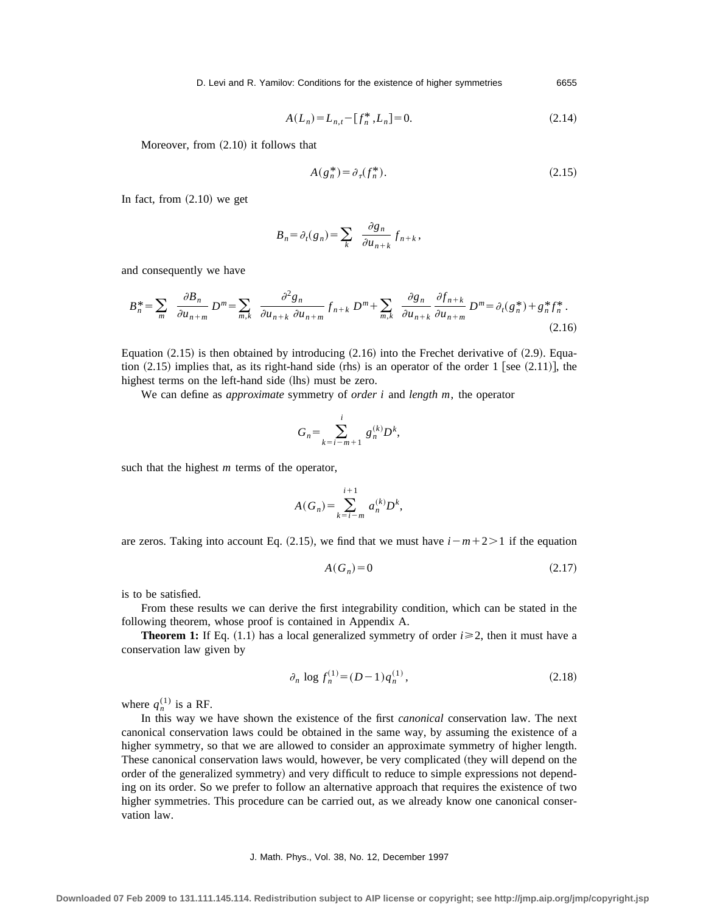$$A(L_n) = L_{n,t} - [f_n^*, L_n] = 0. \tag{2.14}$$

Moreover, from (2.10) it follows that

$$A(g_n^*) = \partial_\tau(f_n^*). \tag{2.15}$$

In fact, from (2.10) we get

$$B_n = \partial_t(g_n) = \sum_k \frac{\partial g_n}{\partial u_{n+k}} f_{n+k},$$

and consequently we have

$$B_n^* = \sum_m \frac{\partial B_n}{\partial u_{n+m}} D^m = \sum_{m,k} \frac{\partial^2 g_n}{\partial u_{n+k}\, \partial u_{n+m}} f_{n+k} D^m + \sum_{m,k} \frac{\partial g_n}{\partial u_{n+k}} \frac{\partial f_{n+k}}{\partial u_{n+m}} D^m = \partial_t(g_n^*) + g_n^* f_n^*. \tag{2.16}$$

Equation (2.15) is then obtained by introducing (2.16) into the Frechet derivative of (2.9). Equation (2.15) implies that, as its right-hand side (rhs) is an operator of the order 1 [see (2.11)], the highest terms on the left-hand side (lhs) must be zero.

We can define as *approximate* symmetry of *order* $i$ and *length* $m$, the operator

$$G_n = \sum_{k=i-m+1}^{i} g_n^{(k)} D^k,$$

such that the highest $m$ terms of the operator,

$$A(G_n) = \sum_{k=i-m}^{i+1} a_n^{(k)} D^k,$$

are zeros. Taking into account Eq. (2.15), we find that we must have $i-m+2>1$ if the equation

$$A(G_n) = 0 \tag{2.17}$$

is to be satisfied.

From these results we can derive the first integrability condition, which can be stated in the following theorem, whose proof is contained in Appendix A.

**Theorem 1:** If Eq. (1.1) has a local generalized symmetry of order $i \geq 2$, then it must have a conservation law given by

$$\partial_n \log f_n^{(1)} = (D-1) q_n^{(1)}, \tag{2.18}$$

where $q_n^{(1)}$ is a RF.

In this way we have shown the existence of the first *canonical* conservation law. The next canonical conservation laws could be obtained in the same way, by assuming the existence of a higher symmetry, so that we are allowed to consider an approximate symmetry of higher length. These canonical conservation laws would, however, be very complicated (they will depend on the order of the generalized symmetry) and very difficult to reduce to simple expressions not depending on its order. So we prefer to follow an alternative approach that requires the existence of two higher symmetries. This procedure can be carried out, as we already know one canonical conservation law.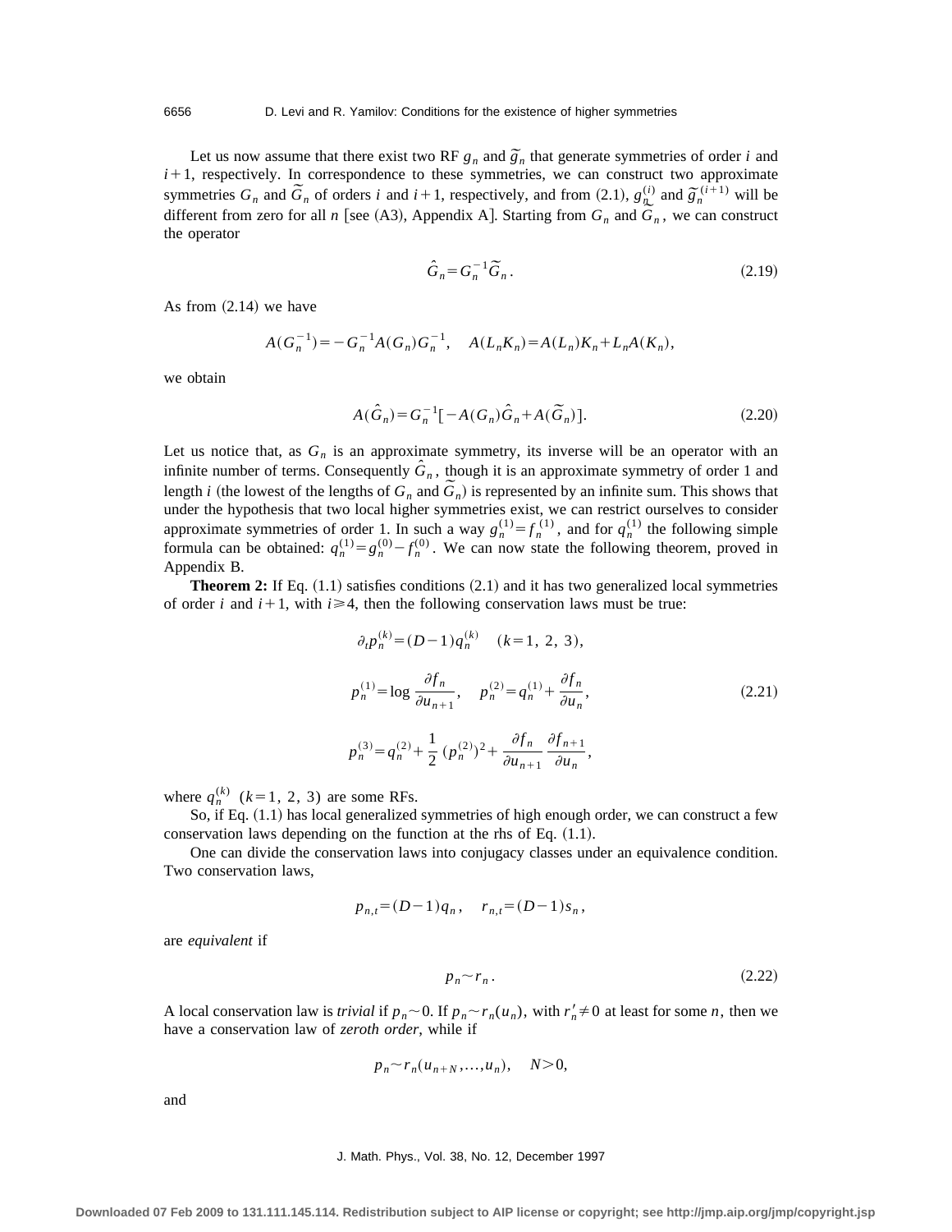Let us now assume that there exist two RF $g_n$ and $\tilde{g}_n$ that generate symmetries of order $i$ and $i+1$, respectively. In correspondence to these symmetries, we can construct two approximate symmetries $G_n$ and $\tilde{G}_n$ of orders $i$ and $i+1$, respectively, and from (2.1), $g_n^{(i)}$ and $\tilde{g}_n^{(i+1)}$ will be different from zero for all $n$ [see (A3), Appendix A]. Starting from $G_n$ and $\tilde{G}_n$, we can construct the operator

$$\hat{G}_n = G_n^{-1} \tilde{G}_n. \tag{2.19}$$

As from (2.14) we have

$$A(G_n^{-1}) = -G_n^{-1} A(G_n) G_n^{-1}, \quad A(L_n K_n) = A(L_n) K_n + L_n A(K_n),$$

we obtain

$$A(\hat{G}_n) = G_n^{-1} [ -A(G_n) \hat{G}_n + A(\tilde{G}_n) ]. \tag{2.20}$$

Let us notice that, as $G_n$ is an approximate symmetry, its inverse will be an operator with an infinite number of terms. Consequently $\hat{G}_n$, though it is an approximate symmetry of order 1 and length $i$ (the lowest of the lengths of $G_n$ and $\tilde{G}_n$) is represented by an infinite sum. This shows that under the hypothesis that two local higher symmetries exist, we can restrict ourselves to consider approximate symmetries of order 1. In such a way $g_n^{(1)} = f_n^{(1)}$, and for $q_n^{(1)}$ the following simple formula can be obtained: $q_n^{(1)} = g_n^{(0)} - f_n^{(0)}$. We can now state the following theorem, proved in Appendix B.

**Theorem 2:** If Eq. (1.1) satisfies conditions (2.1) and it has two generalized local symmetries of order $i$ and $i+1$, with $i \geq 4$, then the following conservation laws must be true:

$$\begin{gathered} \partial_t p_n^{(k)} = (D-1) q_n^{(k)} \quad (k=1,\ 2,\ 3), \\ p_n^{(1)} = \log \frac{\partial f_n}{\partial u_{n+1}}, \quad p_n^{(2)} = q_n^{(1)} + \frac{\partial f_n}{\partial u_n}, \\ p_n^{(3)} = q_n^{(2)} + \frac{1}{2} (p_n^{(2)})^2 + \frac{\partial f_n}{\partial u_{n+1}} \frac{\partial f_{n+1}}{\partial u_n}, \end{gathered} \tag{2.21}$$

where $q_n^{(k)}$ $(k=1,\ 2,\ 3)$ are some RFs.

So, if Eq. (1.1) has local generalized symmetries of high enough order, we can construct a few conservation laws depending on the function at the rhs of Eq. (1.1).

One can divide the conservation laws into conjugacy classes under an equivalence condition. Two conservation laws,

$$p_{n,t} = (D-1) q_n, \quad r_{n,t} = (D-1) s_n,$$

are *equivalent* if

$$p_n \sim r_n. \tag{2.22}$$

A local conservation law is *trivial* if $p_n \sim 0$. If $p_n \sim r_n(u_n)$, with $r_n' \neq 0$ at least for some $n$, then we have a conservation law of *zeroth order*, while if

$$p_n \sim r_n(u_{n+N}, \ldots, u_n), \quad N > 0,$$

and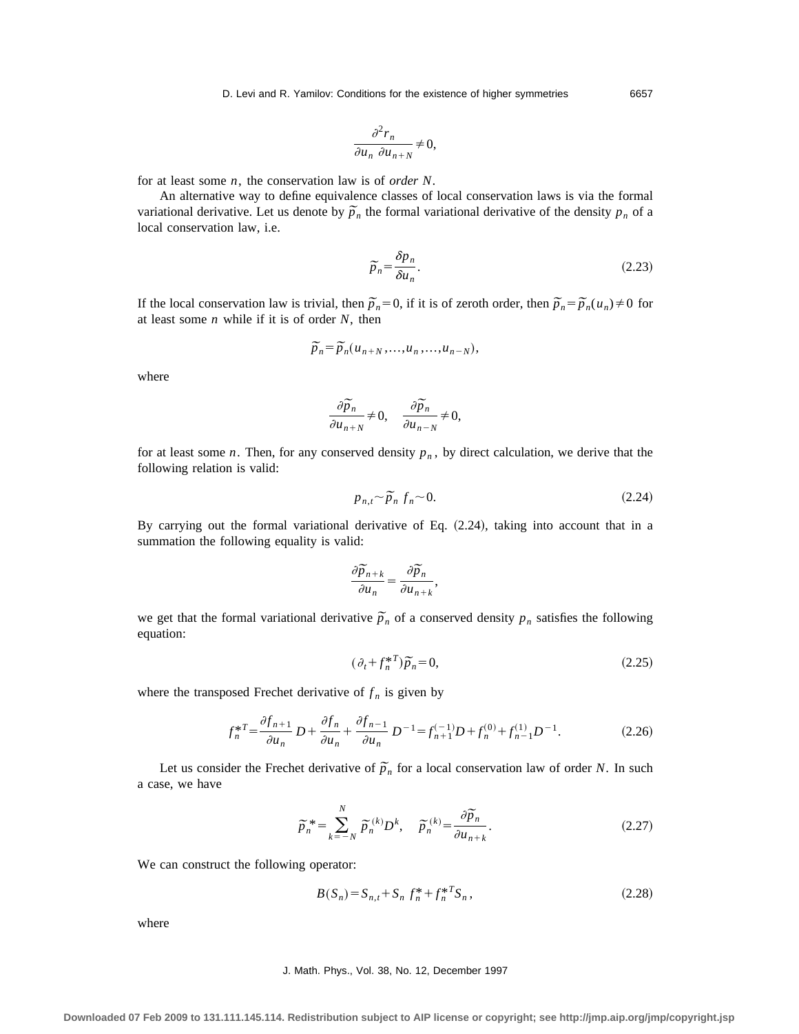$$\frac{\partial^2 r_n}{\partial u_n\ \partial u_{n+N}} \neq 0,$$

for at least some $n$, the conservation law is of *order N*.

An alternative way to define equivalence classes of local conservation laws is via the formal variational derivative. Let us denote by $\tilde{p}_n$ the formal variational derivative of the density $p_n$ of a local conservation law, i.e.

$$\tilde{p}_n = \frac{\delta p_n}{\delta u_n}. \tag{2.23}$$

If the local conservation law is trivial, then $\tilde{p}_n = 0$, if it is of zeroth order, then $\tilde{p}_n = \tilde{p}_n(u_n) \neq 0$ for at least some $n$ while if it is of order $N$, then

$$\tilde{p}_n = \tilde{p}_n(u_{n+N}, \ldots, u_n, \ldots, u_{n-N}),$$

where

$$\frac{\partial \tilde{p}_n}{\partial u_{n+N}} \neq 0, \quad \frac{\partial \tilde{p}_n}{\partial u_{n-N}} \neq 0,$$

for at least some $n$. Then, for any conserved density $p_n$, by direct calculation, we derive that the following relation is valid:

$$p_{n,t} \sim \tilde{p}_n\ f_n \sim 0. \tag{2.24}$$

By carrying out the formal variational derivative of Eq. (2.24), taking into account that in a summation the following equality is valid:

$$\frac{\partial \tilde{p}_{n+k}}{\partial u_n} = \frac{\partial \tilde{p}_n}{\partial u_{n+k}},$$

we get that the formal variational derivative $\tilde{p}_n$ of a conserved density $p_n$ satisfies the following equation:

$$(\partial_t + f_n^{*T})\tilde{p}_n = 0, \tag{2.25}$$

where the transposed Frechet derivative of $f_n$ is given by

$$f_n^{*T} = \frac{\partial f_{n+1}}{\partial u_n} D + \frac{\partial f_n}{\partial u_n} + \frac{\partial f_{n-1}}{\partial u_n} D^{-1} = f_{n+1}^{(-1)} D + f_n^{(0)} + f_{n-1}^{(1)} D^{-1}. \tag{2.26}$$

Let us consider the Frechet derivative of $\tilde{p}_n$ for a local conservation law of order $N$. In such a case, we have

$$\tilde{p}_n^{*} = \sum_{k=-N}^{N} \tilde{p}_n^{(k)} D^k, \quad \tilde{p}_n^{(k)} = \frac{\partial \tilde{p}_n}{\partial u_{n+k}}. \tag{2.27}$$

We can construct the following operator:

$$B(S_n) = S_{n,t} + S_n\ f_n^{*} + f_n^{*T} S_n, \tag{2.28}$$

where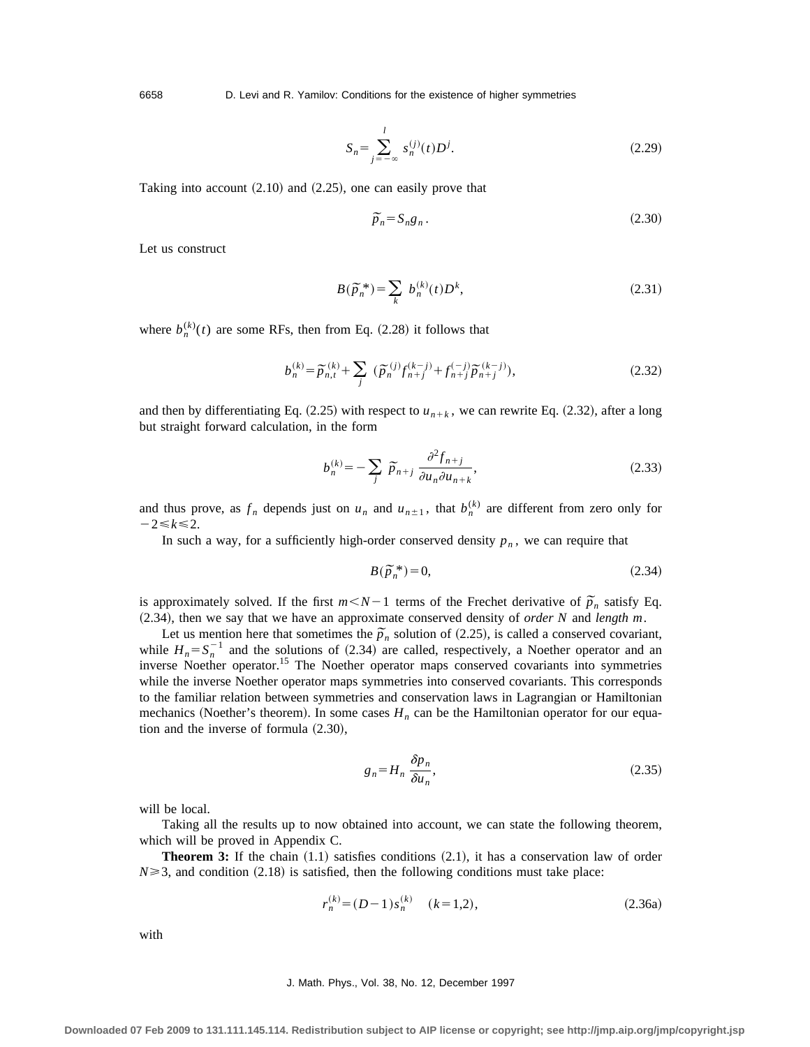$$S_n = \sum_{j=-\infty}^{l} s_n^{(j)}(t) D^j. \tag{2.29}$$

Taking into account (2.10) and (2.25), one can easily prove that

$$\tilde{p}_n = S_n g_n . \tag{2.30}$$

Let us construct

$$B(\tilde{p}_n^*) = \sum_k b_n^{(k)}(t) D^k, \tag{2.31}$$

where $b_n^{(k)}(t)$ are some RFs, then from Eq. (2.28) it follows that

$$b_n^{(k)} = \tilde{p}_{n,t}^{(k)} + \sum_j \left( \tilde{p}_n^{(j)} f_{n+j}^{(k-j)} + f_{n+j}^{(-j)} \tilde{p}_{n+j}^{(k-j)} \right), \tag{2.32}$$

and then by differentiating Eq. (2.25) with respect to $u_{n+k}$, we can rewrite Eq. (2.32), after a long but straight forward calculation, in the form

$$b_n^{(k)} = -\sum_j \tilde{p}_{n+j} \frac{\partial^2 f_{n+j}}{\partial u_n \partial u_{n+k}}, \tag{2.33}$$

and thus prove, as $f_n$ depends just on $u_n$ and $u_{n\pm1}$, that $b_n^{(k)}$ are different from zero only for $-2 \leqslant k \leqslant 2$.

In such a way, for a sufficiently high-order conserved density $p_n$, we can require that

$$B(\tilde{p}_n^*) = 0, \tag{2.34}$$

is approximately solved. If the first $m < N-1$ terms of the Frechet derivative of $\tilde{p}_n$ satisfy Eq. (2.34), then we say that we have an approximate conserved density of *order N* and *length m*.

Let us mention here that sometimes the $\tilde{p}_n$ solution of (2.25), is called a conserved covariant, while $H_n = S_n^{-1}$ and the solutions of (2.34) are called, respectively, a Noether operator and an inverse Noether operator.[15] The Noether operator maps conserved covariants into symmetries while the inverse Noether operator maps symmetries into conserved covariants. This corresponds to the familiar relation between symmetries and conservation laws in Lagrangian or Hamiltonian mechanics (Noether's theorem). In some cases $H_n$ can be the Hamiltonian operator for our equation and the inverse of formula (2.30),

$$g_n = H_n \frac{\delta p_n}{\delta u_n}, \tag{2.35}$$

will be local.

Taking all the results up to now obtained into account, we can state the following theorem, which will be proved in Appendix C.

**Theorem 3:** If the chain (1.1) satisfies conditions (2.1), it has a conservation law of order $N \geqslant 3$, and condition (2.18) is satisfied, then the following conditions must take place:

$$r_n^{(k)} = (D-1) s_n^{(k)} \quad (k=1,2), \tag{2.36a}$$

with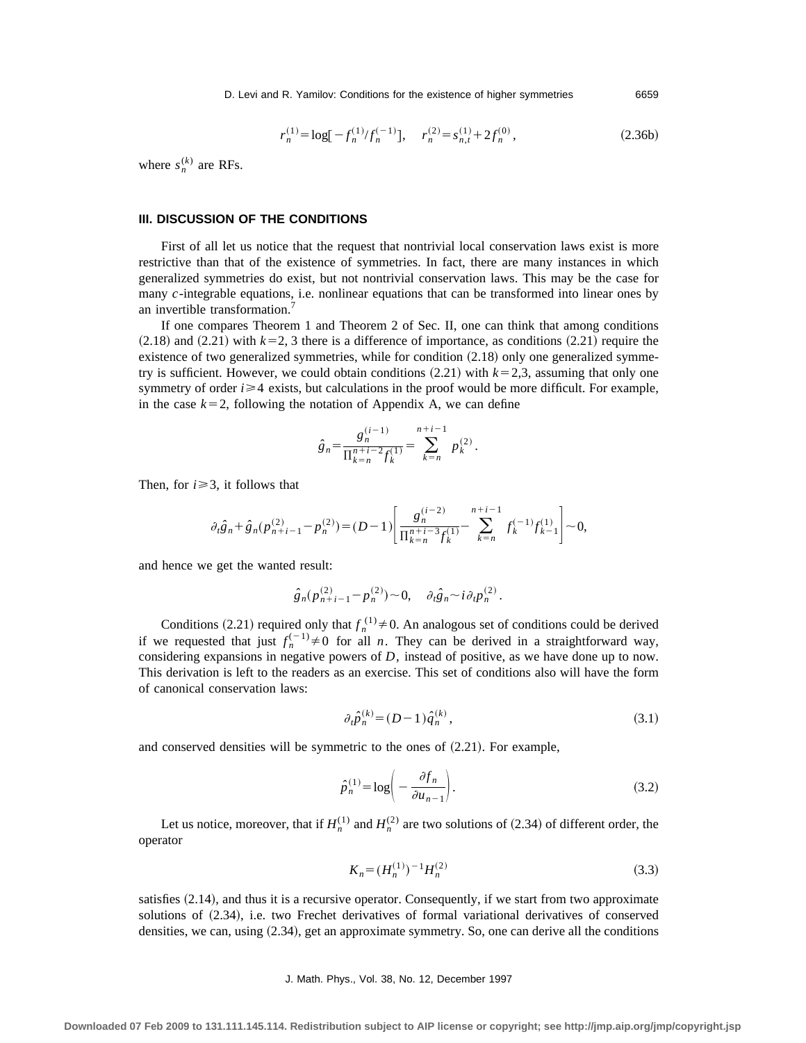$$r_n^{(1)} = \log[-f_n^{(1)}/f_n^{(-1)}], \quad r_n^{(2)} = s_{n,t}^{(1)} + 2f_n^{(0)}, \tag{2.36b}$$

where $s_n^{(k)}$ are RFs.

### III. DISCUSSION OF THE CONDITIONS

First of all let us notice that the request that nontrivial local conservation laws exist is more restrictive than that of the existence of symmetries. In fact, there are many instances in which generalized symmetries do exist, but not nontrivial conservation laws. This may be the case for many *c*-integrable equations, i.e. nonlinear equations that can be transformed into linear ones by an invertible transformation.[7]

If one compares Theorem 1 and Theorem 2 of Sec. II, one can think that among conditions (2.18) and (2.21) with $k=2$, 3 there is a difference of importance, as conditions (2.21) require the existence of two generalized symmetries, while for condition (2.18) only one generalized symmetry is sufficient. However, we could obtain conditions (2.21) with $k=2,3$, assuming that only one symmetry of order $i \geqslant 4$ exists, but calculations in the proof would be more difficult. For example, in the case $k=2$, following the notation of Appendix A, we can define

$$\hat{g}_n = \frac{g_n^{(i-1)}}{\Pi_{k=n}^{n+i-2} f_k^{(1)}} = \sum_{k=n}^{n+i-1} p_k^{(2)}.$$

Then, for $i \geqslant 3$, it follows that

$$\partial_t \hat{g}_n + \hat{g}_n (p_{n+i-1}^{(2)} - p_n^{(2)}) = (D-1) \left[ \frac{g_n^{(i-2)}}{\Pi_{k=n}^{n+i-3} f_k^{(1)}} - \sum_{k=n}^{n+i-1} f_k^{(-1)} f_{k-1}^{(1)} \right] \sim 0,$$

and hence we get the wanted result:

$$\hat{g}_n (p_{n+i-1}^{(2)} - p_n^{(2)}) \sim 0, \quad \partial_t \hat{g}_n \sim i \partial_t p_n^{(2)}.$$

Conditions (2.21) required only that $f_n^{(1)} \neq 0$. An analogous set of conditions could be derived if we requested that just $f_n^{(-1)} \neq 0$ for all $n$. They can be derived in a straightforward way, considering expansions in negative powers of $D$, instead of positive, as we have done up to now. This derivation is left to the readers as an exercise. This set of conditions also will have the form of canonical conservation laws:

$$\partial_t \hat{p}_n^{(k)} = (D-1) \hat{q}_n^{(k)}, \tag{3.1}$$

and conserved densities will be symmetric to the ones of (2.21). For example,

$$\hat{p}_n^{(1)} = \log \left( -\frac{\partial f_n}{\partial u_{n-1}} \right). \tag{3.2}$$

Let us notice, moreover, that if $H_n^{(1)}$ and $H_n^{(2)}$ are two solutions of (2.34) of different order, the operator

$$K_n = (H_n^{(1)})^{-1} H_n^{(2)} \tag{3.3}$$

satisfies (2.14), and thus it is a recursive operator. Consequently, if we start from two approximate solutions of (2.34), i.e. two Frechet derivatives of formal variational derivatives of conserved densities, we can, using (2.34), get an approximate symmetry. So, one can derive all the conditions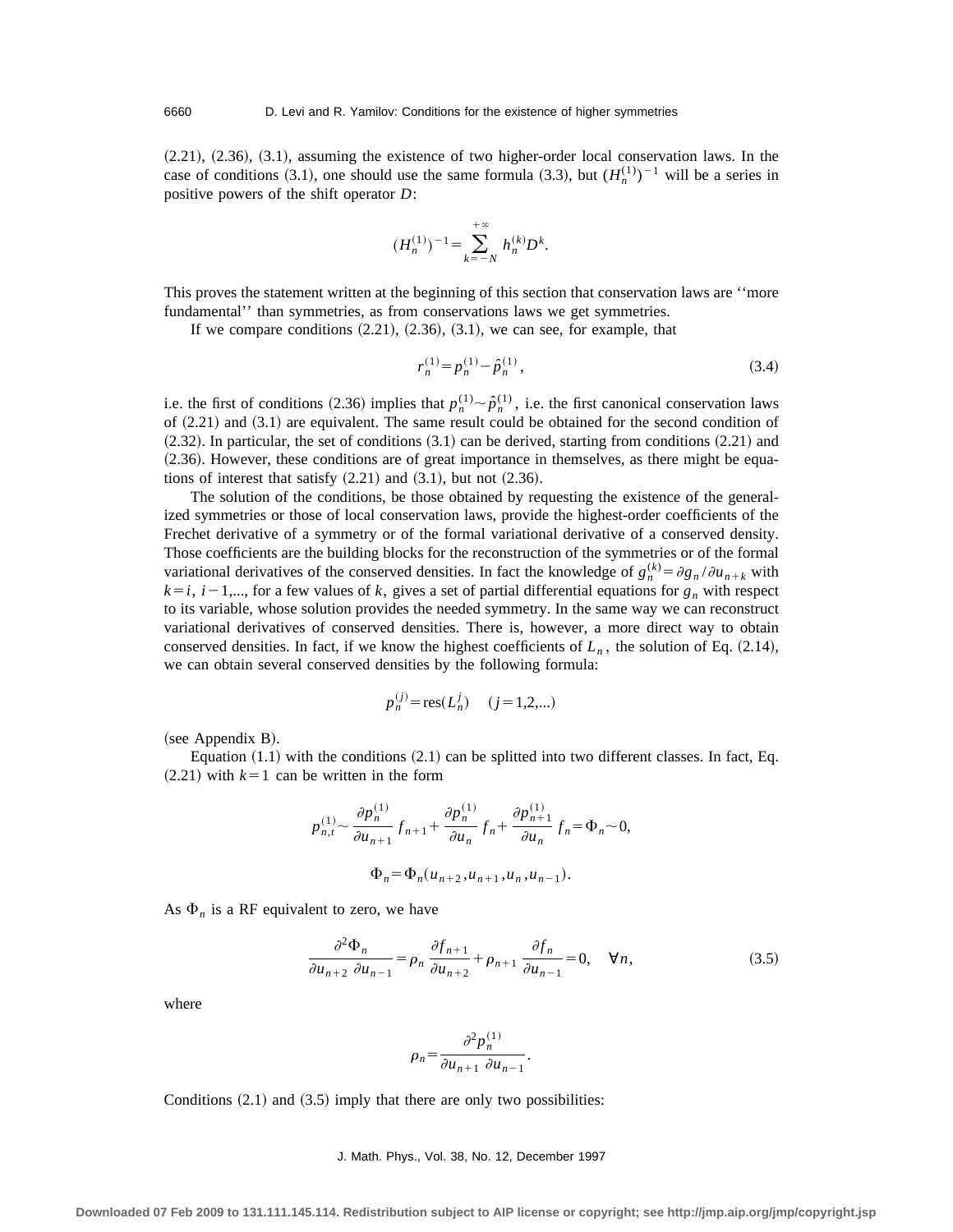(2.21), (2.36), (3.1), assuming the existence of two higher-order local conservation laws. In the case of conditions (3.1), one should use the same formula (3.3), but $(H_n^{(1)})^{-1}$ will be a series in positive powers of the shift operator $D$:

$$(H_n^{(1)})^{-1} = \sum_{k=-N}^{+\infty} h_n^{(k)} D^k.$$

This proves the statement written at the beginning of this section that conservation laws are ''more fundamental'' than symmetries, as from conservations laws we get symmetries.

If we compare conditions (2.21), (2.36), (3.1), we can see, for example, that

$$r_n^{(1)} = p_n^{(1)} - \hat{p}_n^{(1)}, \tag{3.4}$$

i.e. the first of conditions (2.36) implies that $p_n^{(1)} \sim \hat{p}_n^{(1)}$, i.e. the first canonical conservation laws of (2.21) and (3.1) are equivalent. The same result could be obtained for the second condition of (2.32). In particular, the set of conditions (3.1) can be derived, starting from conditions (2.21) and (2.36). However, these conditions are of great importance in themselves, as there might be equations of interest that satisfy (2.21) and (3.1), but not (2.36).

The solution of the conditions, be those obtained by requesting the existence of the generalized symmetries or those of local conservation laws, provide the highest-order coefficients of the Frechet derivative of a symmetry or of the formal variational derivative of a conserved density. Those coefficients are the building blocks for the reconstruction of the symmetries or of the formal variational derivatives of the conserved densities. In fact the knowledge of $g_n^{(k)} = \partial g_n / \partial u_{n+k}$ with $k = i,\ i-1,\ldots$, for a few values of $k$, gives a set of partial differential equations for $g_n$ with respect to its variable, whose solution provides the needed symmetry. In the same way we can reconstruct variational derivatives of conserved densities. There is, however, a more direct way to obtain conserved densities. In fact, if we know the highest coefficients of $L_n$, the solution of Eq. (2.14), we can obtain several conserved densities by the following formula:

$$p_n^{(j)} = \operatorname{res}(L_n^j) \quad (j = 1,2,\ldots)$$

(see Appendix B).

Equation (1.1) with the conditions (2.1) can be splitted into two different classes. In fact, Eq. (2.21) with $k=1$ can be written in the form

$$p_{n,t}^{(1)} \sim \frac{\partial p_n^{(1)}}{\partial u_{n+1}} f_{n+1} + \frac{\partial p_n^{(1)}}{\partial u_n} f_n + \frac{\partial p_{n+1}^{(1)}}{\partial u_n} f_n = \Phi_n \sim 0,$$

$$\Phi_n = \Phi_n(u_{n+2}, u_{n+1}, u_n, u_{n-1}).$$

As $\Phi_n$ is a RF equivalent to zero, we have

$$\frac{\partial^2 \Phi_n}{\partial u_{n+2}\ \partial u_{n-1}} = \rho_n \frac{\partial f_{n+1}}{\partial u_{n+2}} + \rho_{n+1} \frac{\partial f_n}{\partial u_{n-1}} = 0, \quad \forall n, \tag{3.5}$$

where

$$\rho_n = \frac{\partial^2 p_n^{(1)}}{\partial u_{n+1}\ \partial u_{n-1}}.$$

Conditions (2.1) and (3.5) imply that there are only two possibilities: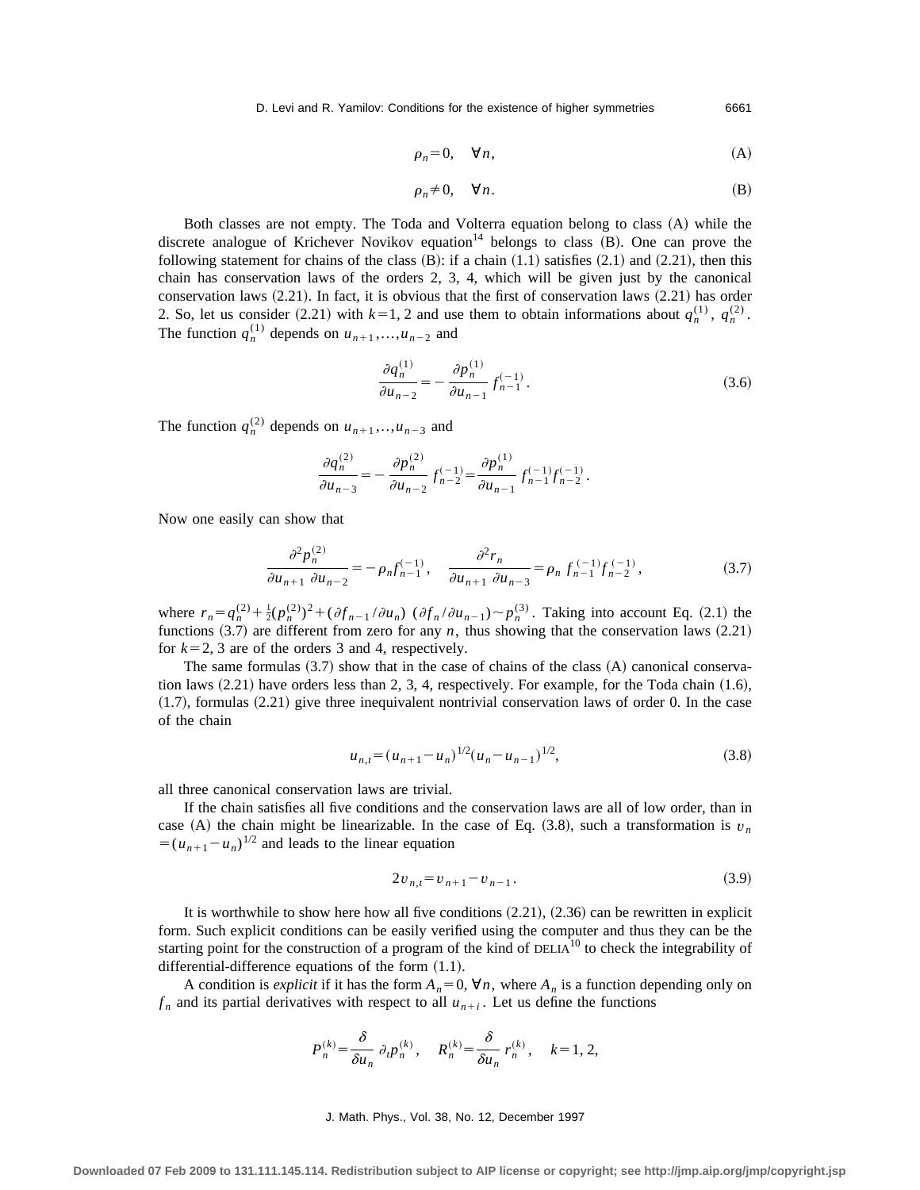$$\rho_n = 0, \quad \forall n, \tag{A}$$

$$\rho_n \neq 0, \quad \forall n. \tag{B}$$

Both classes are not empty. The Toda and Volterra equation belong to class (A) while the discrete analogue of Krichever Novikov equation[14] belongs to class (B). One can prove the following statement for chains of the class (B): if a chain (1.1) satisfies (2.1) and (2.21), then this chain has conservation laws of the orders 2, 3, 4, which will be given just by the canonical conservation laws (2.21). In fact, it is obvious that the first of conservation laws (2.21) has order 2. So, let us consider (2.21) with $k=1, 2$ and use them to obtain informations about $q_n^{(1)}$, $q_n^{(2)}$. The function $q_n^{(1)}$ depends on $u_{n+1},\ldots,u_{n-2}$ and

$$\frac{\partial q_n^{(1)}}{\partial u_{n-2}} = -\frac{\partial p_n^{(1)}}{\partial u_{n-1}} f_{n-1}^{(-1)}. \tag{3.6}$$

The function $q_n^{(2)}$ depends on $u_{n+1},..,u_{n-3}$ and

$$\frac{\partial q_n^{(2)}}{\partial u_{n-3}} = -\frac{\partial p_n^{(2)}}{\partial u_{n-2}} f_{n-2}^{(-1)} = \frac{\partial p_n^{(1)}}{\partial u_{n-1}} f_{n-1}^{(-1)} f_{n-2}^{(-1)}.$$

Now one easily can show that

$$\frac{\partial^2 p_n^{(2)}}{\partial u_{n+1}\,\partial u_{n-2}} = -\rho_n f_{n-1}^{(-1)}, \quad \frac{\partial^2 r_n}{\partial u_{n+1}\,\partial u_{n-3}} = \rho_n\, f_{n-1}^{(-1)} f_{n-2}^{(-1)}, \tag{3.7}$$

where $r_n = q_n^{(2)} + \frac{1}{2}(p_n^{(2)})^2 + (\partial f_{n-1}/\partial u_n)\ (\partial f_n/\partial u_{n-1}) \sim p_n^{(3)}$. Taking into account Eq. (2.1) the functions (3.7) are different from zero for any $n$, thus showing that the conservation laws (2.21) for $k=2, 3$ are of the orders 3 and 4, respectively.

The same formulas (3.7) show that in the case of chains of the class (A) canonical conservation laws (2.21) have orders less than 2, 3, 4, respectively. For example, for the Toda chain (1.6), (1.7), formulas (2.21) give three inequivalent nontrivial conservation laws of order 0. In the case of the chain

$$u_{n,t} = (u_{n+1} - u_n)^{1/2}(u_n - u_{n-1})^{1/2}, \tag{3.8}$$

all three canonical conservation laws are trivial.

If the chain satisfies all five conditions and the conservation laws are all of low order, than in case (A) the chain might be linearizable. In the case of Eq. (3.8), such a transformation is $v_n = (u_{n+1} - u_n)^{1/2}$ and leads to the linear equation

$$2v_{n,t} = v_{n+1} - v_{n-1}. \tag{3.9}$$

It is worthwhile to show here how all five conditions (2.21), (2.36) can be rewritten in explicit form. Such explicit conditions can be easily verified using the computer and thus they can be the starting point for the construction of a program of the kind of DELIA[10] to check the integrability of differential-difference equations of the form (1.1).

A condition is *explicit* if it has the form $A_n = 0, \forall n$, where $A_n$ is a function depending only on $f_n$ and its partial derivatives with respect to all $u_{n+i}$. Let us define the functions

$$P_n^{(k)} = \frac{\delta}{\delta u_n}\,\partial_t p_n^{(k)}, \quad R_n^{(k)} = \frac{\delta}{\delta u_n}\, r_n^{(k)}, \quad k=1, 2,$$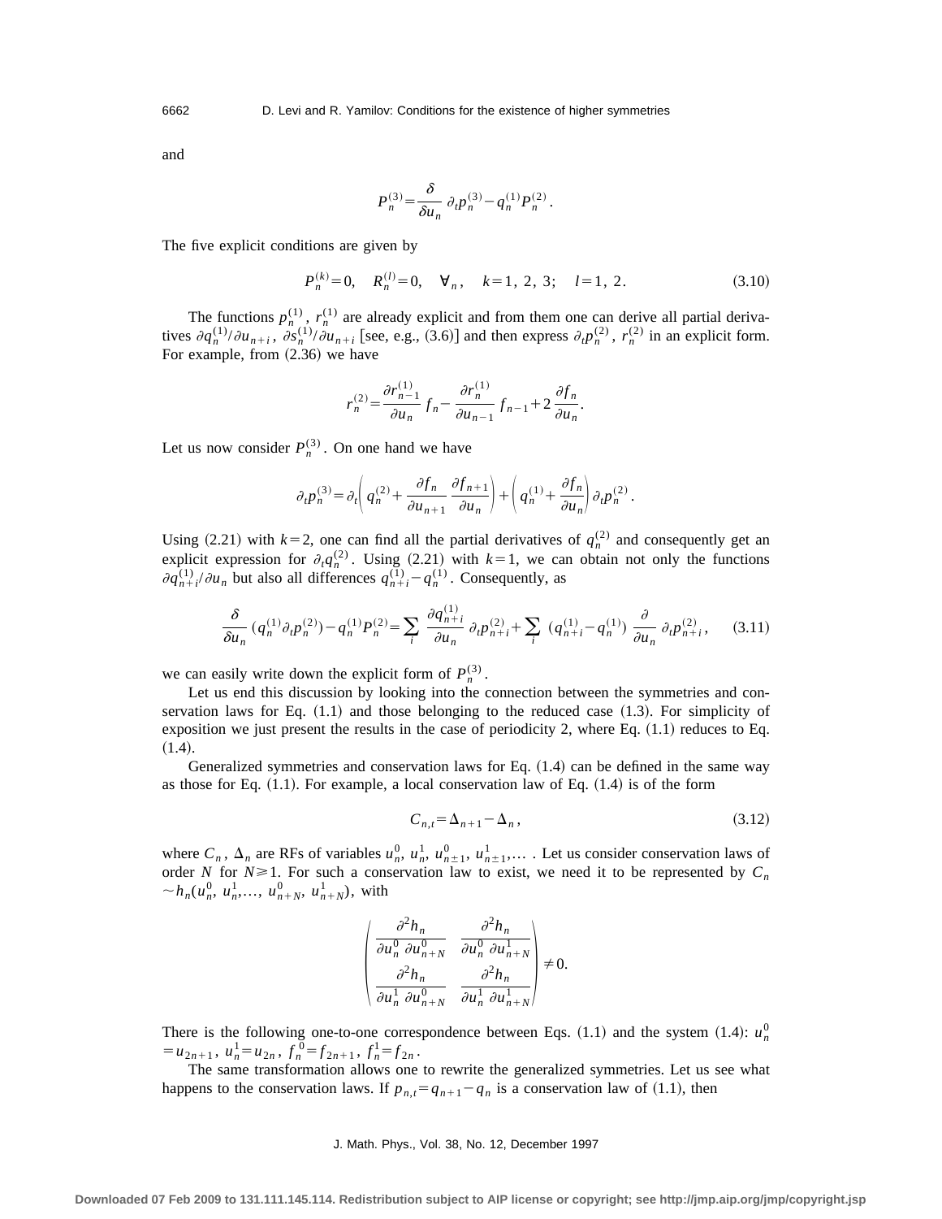and

$$P_n^{(3)} = \frac{\delta}{\delta u_n} \partial_t p_n^{(3)} - q_n^{(1)} P_n^{(2)}.$$

The five explicit conditions are given by

$$P_n^{(k)} = 0, \quad R_n^{(l)} = 0, \quad \forall_n, \quad k=1,\,2,\,3; \quad l=1,\,2. \tag{3.10}$$

The functions $p_n^{(1)}$, $r_n^{(1)}$ are already explicit and from them one can derive all partial derivatives $\partial q_n^{(1)}/\partial u_{n+i}$, $\partial s_n^{(1)}/\partial u_{n+i}$ [see, e.g., (3.6)] and then express $\partial_t p_n^{(2)}$, $r_n^{(2)}$ in an explicit form. For example, from (2.36) we have

$$r_n^{(2)} = \frac{\partial r_{n-1}^{(1)}}{\partial u_n} f_n - \frac{\partial r_n^{(1)}}{\partial u_{n-1}} f_{n-1} + 2 \frac{\partial f_n}{\partial u_n}.$$

Let us now consider $P_n^{(3)}$. On one hand we have

$$\partial_t p_n^{(3)} = \partial_t \left( q_n^{(2)} + \frac{\partial f_n}{\partial u_{n+1}} \frac{\partial f_{n+1}}{\partial u_n} \right) + \left( q_n^{(1)} + \frac{\partial f_n}{\partial u_n} \right) \partial_t p_n^{(2)}.$$

Using (2.21) with $k=2$, one can find all the partial derivatives of $q_n^{(2)}$ and consequently get an explicit expression for $\partial_t q_n^{(2)}$. Using (2.21) with $k=1$, we can obtain not only the functions $\partial q_{n+i}^{(1)}/\partial u_n$ but also all differences $q_{n+i}^{(1)} - q_n^{(1)}$. Consequently, as

$$\frac{\delta}{\delta u_n} (q_n^{(1)} \partial_t p_n^{(2)}) - q_n^{(1)} P_n^{(2)} = \sum_i \frac{\partial q_{n+i}^{(1)}}{\partial u_n} \partial_t p_{n+i}^{(2)} + \sum_i (q_{n+i}^{(1)} - q_n^{(1)}) \frac{\partial}{\partial u_n} \partial_t p_{n+i}^{(2)}, \tag{3.11}$$

we can easily write down the explicit form of $P_n^{(3)}$.

Let us end this discussion by looking into the connection between the symmetries and conservation laws for Eq. (1.1) and those belonging to the reduced case (1.3). For simplicity of exposition we just present the results in the case of periodicity 2, where Eq. (1.1) reduces to Eq. (1.4).

Generalized symmetries and conservation laws for Eq. (1.4) can be defined in the same way as those for Eq. (1.1). For example, a local conservation law of Eq. (1.4) is of the form

$$C_{n,t} = \Delta_{n+1} - \Delta_n, \tag{3.12}$$

where $C_n$, $\Delta_n$ are RFs of variables $u_n^0, u_n^1, u_{n\pm1}^0, u_{n\pm1}^1, \ldots$ . Let us consider conservation laws of order $N$ for $N \geq 1$. For such a conservation law to exist, we need it to be represented by $C_n \sim h_n(u_n^0, u_n^1, \ldots, u_{n+N}^0, u_{n+N}^1)$, with

$$\begin{pmatrix} \dfrac{\partial^2 h_n}{\partial u_n^0 \, \partial u_{n+N}^0} & \dfrac{\partial^2 h_n}{\partial u_n^0 \, \partial u_{n+N}^1} \\[2ex] \dfrac{\partial^2 h_n}{\partial u_n^1 \, \partial u_{n+N}^0} & \dfrac{\partial^2 h_n}{\partial u_n^1 \, \partial u_{n+N}^1} \end{pmatrix} \neq 0.$$

There is the following one-to-one correspondence between Eqs. (1.1) and the system (1.4): $u_n^0 = u_{2n+1}$, $u_n^1 = u_{2n}$, $f_n^0 = f_{2n+1}$, $f_n^1 = f_{2n}$.

The same transformation allows one to rewrite the generalized symmetries. Let us see what happens to the conservation laws. If $p_{n,t} = q_{n+1} - q_n$ is a conservation law of (1.1), then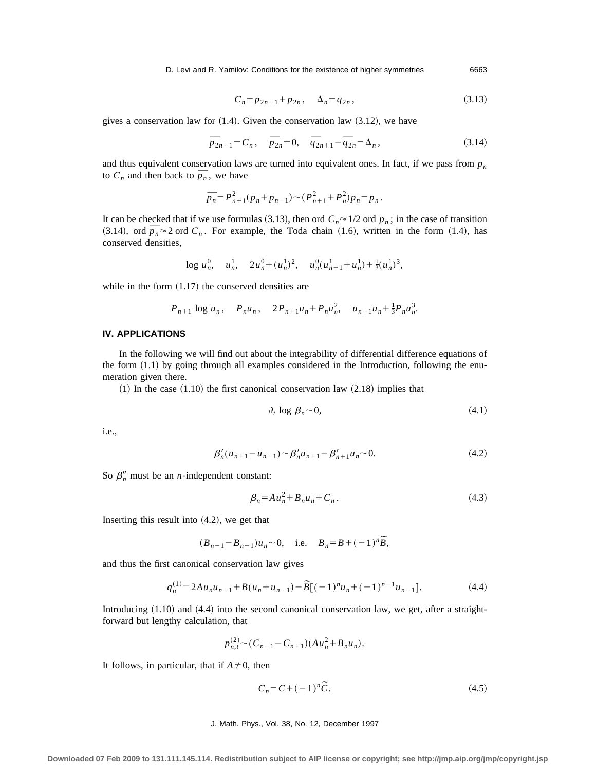$$C_n = p_{2n+1} + p_{2n}, \quad \Delta_n = q_{2n}, \tag{3.13}$$

gives a conservation law for (1.4). Given the conservation law (3.12), we have

$$\overline{p_{2n+1}} = C_n, \quad \overline{p_{2n}} = 0, \quad \overline{q_{2n+1}} - \overline{q_{2n}} = \Delta_n, \tag{3.14}$$

and thus equivalent conservation laws are turned into equivalent ones. In fact, if we pass from $p_n$ to $C_n$ and then back to $\overline{p_n}$, we have

$$\overline{p_n} = P_{n+1}^2 (p_n + p_{n-1}) \sim (P_{n+1}^2 + P_n^2) p_n = p_n .$$

It can be checked that if we use formulas (3.13), then ord $C_n \approx 1/2$ ord $p_n$; in the case of transition (3.14), ord $\overline{p_n} \approx 2$ ord $C_n$. For example, the Toda chain (1.6), written in the form (1.4), has conserved densities,

$$\log u_n^0, \quad u_n^1, \quad 2u_n^0 + (u_n^1)^2, \quad u_n^0(u_{n+1}^1 + u_n^1) + \tfrac{1}{3}(u_n^1)^3,$$

while in the form (1.17) the conserved densities are

$$P_{n+1} \log u_n, \quad P_n u_n, \quad 2P_{n+1}u_n + P_n u_n^2, \quad u_{n+1}u_n + \tfrac{1}{3}P_n u_n^3.$$

## IV. APPLICATIONS

In the following we will find out about the integrability of differential difference equations of the form (1.1) by going through all examples considered in the Introduction, following the enumeration given there.

(1) In the case (1.10) the first canonical conservation law (2.18) implies that

$$\partial_t \log \beta_n \sim 0, \tag{4.1}$$

i.e.,

$$\beta_n'(u_{n+1} - u_{n-1}) \sim \beta_n' u_{n+1} - \beta_{n+1}' u_n \sim 0. \tag{4.2}$$

So $\beta_n''$ must be an $n$-independent constant:

$$\beta_n = Au_n^2 + B_n u_n + C_n . \tag{4.3}$$

Inserting this result into (4.2), we get that

$$(B_{n-1} - B_{n+1})u_n \sim 0, \quad \text{i.e.} \quad B_n = B + (-1)^n \widetilde{B},$$

and thus the first canonical conservation law gives

$$q_n^{(1)} = 2Au_n u_{n-1} + B(u_n + u_{n-1}) - \widetilde{B}[(-1)^n u_n + (-1)^{n-1} u_{n-1}]. \tag{4.4}$$

Introducing (1.10) and (4.4) into the second canonical conservation law, we get, after a straightforward but lengthy calculation, that

$$p_{n,t}^{(2)} \sim (C_{n-1} - C_{n+1})(Au_n^2 + B_n u_n).$$

It follows, in particular, that if $A \neq 0$, then

$$C_n = C + (-1)^n \widetilde{C}. \tag{4.5}$$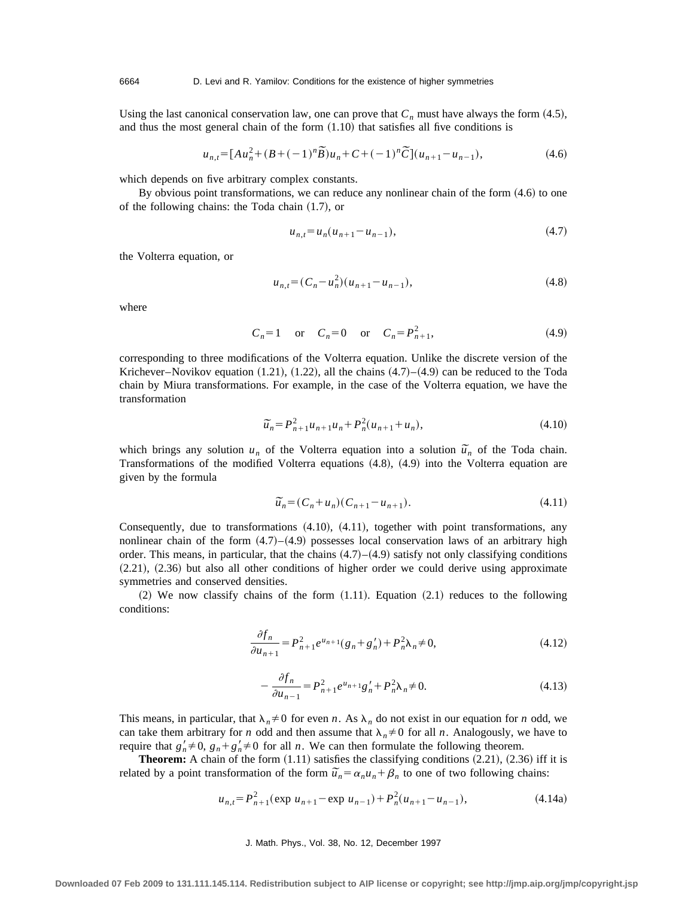Using the last canonical conservation law, one can prove that $C_n$ must have always the form (4.5), and thus the most general chain of the form (1.10) that satisfies all five conditions is

$$u_{n,t}=[Au_n^2+(B+(-1)^n\widetilde{B})u_n+C+(-1)^n\widetilde{C}](u_{n+1}-u_{n-1}), \tag{4.6}$$

which depends on five arbitrary complex constants.

By obvious point transformations, we can reduce any nonlinear chain of the form (4.6) to one of the following chains: the Toda chain (1.7), or

$$u_{n,t}=u_n(u_{n+1}-u_{n-1}), \tag{4.7}$$

the Volterra equation, or

$$u_{n,t}=(C_n-u_n^2)(u_{n+1}-u_{n-1}), \tag{4.8}$$

where

$$C_n=1 \quad \text{or} \quad C_n=0 \quad \text{or} \quad C_n=P_{n+1}^2, \tag{4.9}$$

corresponding to three modifications of the Volterra equation. Unlike the discrete version of the Krichever–Novikov equation (1.21), (1.22), all the chains (4.7)–(4.9) can be reduced to the Toda chain by Miura transformations. For example, in the case of the Volterra equation, we have the transformation

$$\widetilde{u}_n=P_{n+1}^2u_{n+1}u_n+P_n^2(u_{n+1}+u_n), \tag{4.10}$$

which brings any solution $u_n$ of the Volterra equation into a solution $\widetilde{u}_n$ of the Toda chain. Transformations of the modified Volterra equations (4.8), (4.9) into the Volterra equation are given by the formula

$$\widetilde{u}_n=(C_n+u_n)(C_{n+1}-u_{n+1}). \tag{4.11}$$

Consequently, due to transformations (4.10), (4.11), together with point transformations, any nonlinear chain of the form (4.7)–(4.9) possesses local conservation laws of an arbitrary high order. This means, in particular, that the chains (4.7)–(4.9) satisfy not only classifying conditions (2.21), (2.36) but also all other conditions of higher order we could derive using approximate symmetries and conserved densities.

(2) We now classify chains of the form (1.11). Equation (2.1) reduces to the following conditions:

$$\frac{\partial f_n}{\partial u_{n+1}}=P_{n+1}^2e^{u_{n+1}}(g_n+g_n')+P_n^2\lambda_n\neq 0, \tag{4.12}$$

$$-\frac{\partial f_n}{\partial u_{n-1}}=P_{n+1}^2e^{u_{n+1}}g_n'+P_n^2\lambda_n\neq 0. \tag{4.13}$$

This means, in particular, that $\lambda_n\neq 0$ for even $n$. As $\lambda_n$ do not exist in our equation for $n$ odd, we can take them arbitrary for $n$ odd and then assume that $\lambda_n\neq 0$ for all $n$. Analogously, we have to require that $g_n'\neq 0$, $g_n+g_n'\neq 0$ for all $n$. We can then formulate the following theorem.

**Theorem:** A chain of the form (1.11) satisfies the classifying conditions (2.21), (2.36) iff it is related by a point transformation of the form $\widetilde{u}_n=\alpha_nu_n+\beta_n$ to one of two following chains:

$$u_{n,t}=P_{n+1}^2(\exp u_{n+1}-\exp u_{n-1})+P_n^2(u_{n+1}-u_{n-1}), \tag{4.14a}$$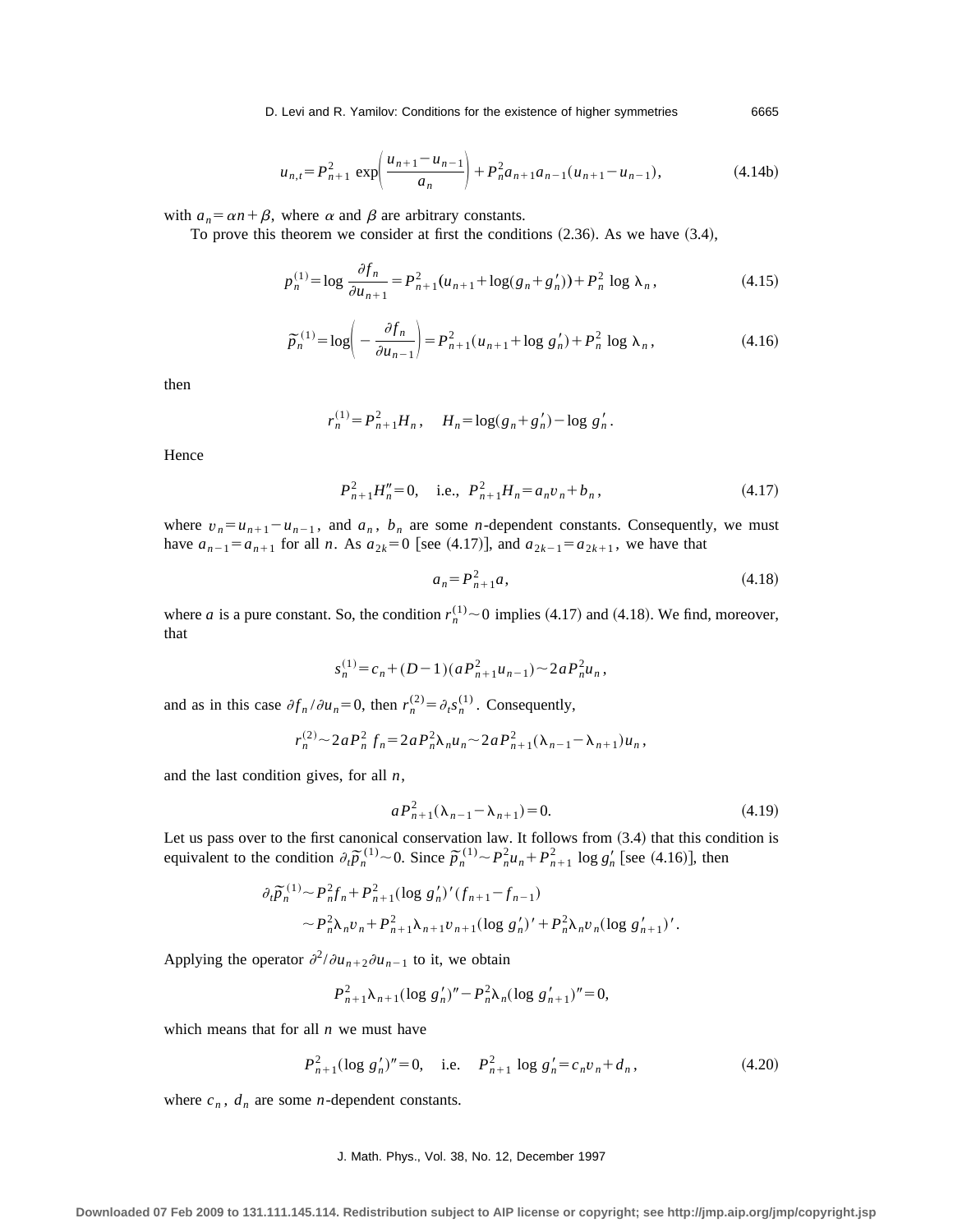$$u_{n,t}=P_{n+1}^2 \exp\left(\frac{u_{n+1}-u_{n-1}}{a_n}\right)+P_n^2 a_{n+1}a_{n-1}(u_{n+1}-u_{n-1}), \tag{4.14b}$$

with $a_n=\alpha n+\beta$, where $\alpha$ and $\beta$ are arbitrary constants.

To prove this theorem we consider at first the conditions (2.36). As we have (3.4),

$$p_n^{(1)}=\log \frac{\partial f_n}{\partial u_{n+1}}=P_{n+1}^2(u_{n+1}+\log(g_n+g_n'))+P_n^2 \log \lambda_n, \tag{4.15}$$

$$\tilde{p}_n^{(1)}=\log\left(-\frac{\partial f_n}{\partial u_{n-1}}\right)=P_{n+1}^2(u_{n+1}+\log g_n')+P_n^2 \log \lambda_n, \tag{4.16}$$

then

$$r_n^{(1)}=P_{n+1}^2 H_n, \quad H_n=\log(g_n+g_n')-\log g_n'.$$

Hence

$$P_{n+1}^2 H_n''=0, \quad \text{i.e.,} \;\; P_{n+1}^2 H_n=a_n v_n+b_n, \tag{4.17}$$

where $v_n=u_{n+1}-u_{n-1}$, and $a_n$, $b_n$ are some $n$-dependent constants. Consequently, we must have $a_{n-1}=a_{n+1}$ for all $n$. As $a_{2k}=0$ [see (4.17)], and $a_{2k-1}=a_{2k+1}$, we have that

$$a_n=P_{n+1}^2 a, \tag{4.18}$$

where $a$ is a pure constant. So, the condition $r_n^{(1)}\sim 0$ implies (4.17) and (4.18). We find, moreover, that

$$s_n^{(1)}=c_n+(D-1)(aP_{n+1}^2 u_{n-1})\sim 2aP_n^2 u_n,$$

and as in this case $\partial f_n/\partial u_n=0$, then $r_n^{(2)}=\partial_t s_n^{(1)}$. Consequently,

$$r_n^{(2)}\sim 2aP_n^2 f_n=2aP_n^2\lambda_n u_n\sim 2aP_{n+1}^2(\lambda_{n-1}-\lambda_{n+1})u_n,$$

and the last condition gives, for all $n$,

$$aP_{n+1}^2(\lambda_{n-1}-\lambda_{n+1})=0. \tag{4.19}$$

Let us pass over to the first canonical conservation law. It follows from (3.4) that this condition is equivalent to the condition $\partial_t \tilde{p}_n^{(1)}\sim 0$. Since $\tilde{p}_n^{(1)}\sim P_n^2 u_n+P_{n+1}^2 \log g_n'$ [see (4.16)], then

$$\begin{aligned}\partial_t \tilde{p}_n^{(1)}&\sim P_n^2 f_n+P_{n+1}^2(\log g_n')'(f_{n+1}-f_{n-1})\\ &\sim P_n^2\lambda_n v_n+P_{n+1}^2\lambda_{n+1}v_{n+1}(\log g_n')'+P_n^2\lambda_n v_n(\log g_{n+1}')'.\end{aligned}$$

Applying the operator $\partial^2/\partial u_{n+2}\partial u_{n-1}$ to it, we obtain

$$P_{n+1}^2\lambda_{n+1}(\log g_n')''-P_n^2\lambda_n(\log g_{n+1}')''=0,$$

which means that for all $n$ we must have

$$P_{n+1}^2(\log g_n')''=0, \quad \text{i.e.} \quad P_{n+1}^2 \log g_n'=c_n v_n+d_n, \tag{4.20}$$

where $c_n$, $d_n$ are some $n$-dependent constants.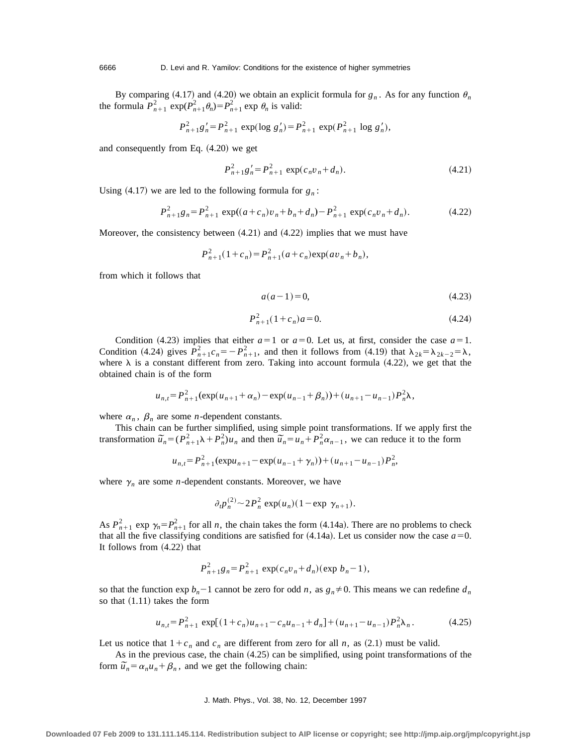By comparing (4.17) and (4.20) we obtain an explicit formula for $g_n$. As for any function $\theta_n$ the formula $P_{n+1}^2 \exp(P_{n+1}^2\theta_n) = P_{n+1}^2 \exp \theta_n$ is valid:

$$P_{n+1}^2 g_n' = P_{n+1}^2 \exp(\log g_n') = P_{n+1}^2 \exp(P_{n+1}^2 \log g_n'),$$

and consequently from Eq. (4.20) we get

$$P_{n+1}^2 g_n' = P_{n+1}^2 \exp(c_n v_n + d_n). \tag{4.21}$$

Using (4.17) we are led to the following formula for $g_n$:

$$P_{n+1}^2 g_n = P_{n+1}^2 \exp((a+c_n)v_n + b_n + d_n) - P_{n+1}^2 \exp(c_n v_n + d_n). \tag{4.22}$$

Moreover, the consistency between (4.21) and (4.22) implies that we must have

$$P_{n+1}^2(1+c_n) = P_{n+1}^2(a+c_n)\exp(a v_n + b_n),$$

from which it follows that

$$a(a-1) = 0, \tag{4.23}$$

$$P_{n+1}^2(1+c_n)a = 0. \tag{4.24}$$

Condition (4.23) implies that either $a=1$ or $a=0$. Let us, at first, consider the case $a=1$. Condition (4.24) gives $P_{n+1}^2 c_n = -P_{n+1}^2$, and then it follows from (4.19) that $\lambda_{2k} = \lambda_{2k-2} = \lambda$, where $\lambda$ is a constant different from zero. Taking into account formula (4.22), we get that the obtained chain is of the form

$$u_{n,t} = P_{n+1}^2(\exp(u_{n+1}+\alpha_n) - \exp(u_{n-1}+\beta_n)) + (u_{n+1}-u_{n-1})P_n^2\lambda,$$

where $\alpha_n$, $\beta_n$ are some $n$-dependent constants.

This chain can be further simplified, using simple point transformations. If we apply first the transformation $\tilde{u}_n = (P_{n+1}^2\lambda + P_n^2)u_n$ and then $\tilde{u}_n = u_n + P_n^2\alpha_{n-1}$, we can reduce it to the form

$$u_{n,t} = P_{n+1}^2(\exp u_{n+1} - \exp(u_{n-1}+\gamma_n)) + (u_{n+1}-u_{n-1})P_n^2,$$

where $\gamma_n$ are some $n$-dependent constants. Moreover, we have

$$\partial_t p_n^{(2)} \sim 2P_n^2 \exp(u_n)(1-\exp \gamma_{n+1}).$$

As $P_{n+1}^2 \exp \gamma_n = P_{n+1}^2$ for all $n$, the chain takes the form (4.14a). There are no problems to check that all the five classifying conditions are satisfied for (4.14a). Let us consider now the case $a=0$. It follows from (4.22) that

$$P_{n+1}^2 g_n = P_{n+1}^2 \exp(c_n v_n + d_n)(\exp b_n - 1),$$

so that the function $\exp b_n - 1$ cannot be zero for odd $n$, as $g_n \neq 0$. This means we can redefine $d_n$ so that (1.11) takes the form

$$u_{n,t} = P_{n+1}^2 \exp[(1+c_n)u_{n+1} - c_n u_{n-1} + d_n] + (u_{n+1}-u_{n-1})P_n^2\lambda_n. \tag{4.25}$$

Let us notice that $1+c_n$ and $c_n$ are different from zero for all $n$, as (2.1) must be valid.

As in the previous case, the chain (4.25) can be simplified, using point transformations of the form $\tilde{u}_n = \alpha_n u_n + \beta_n$, and we get the following chain: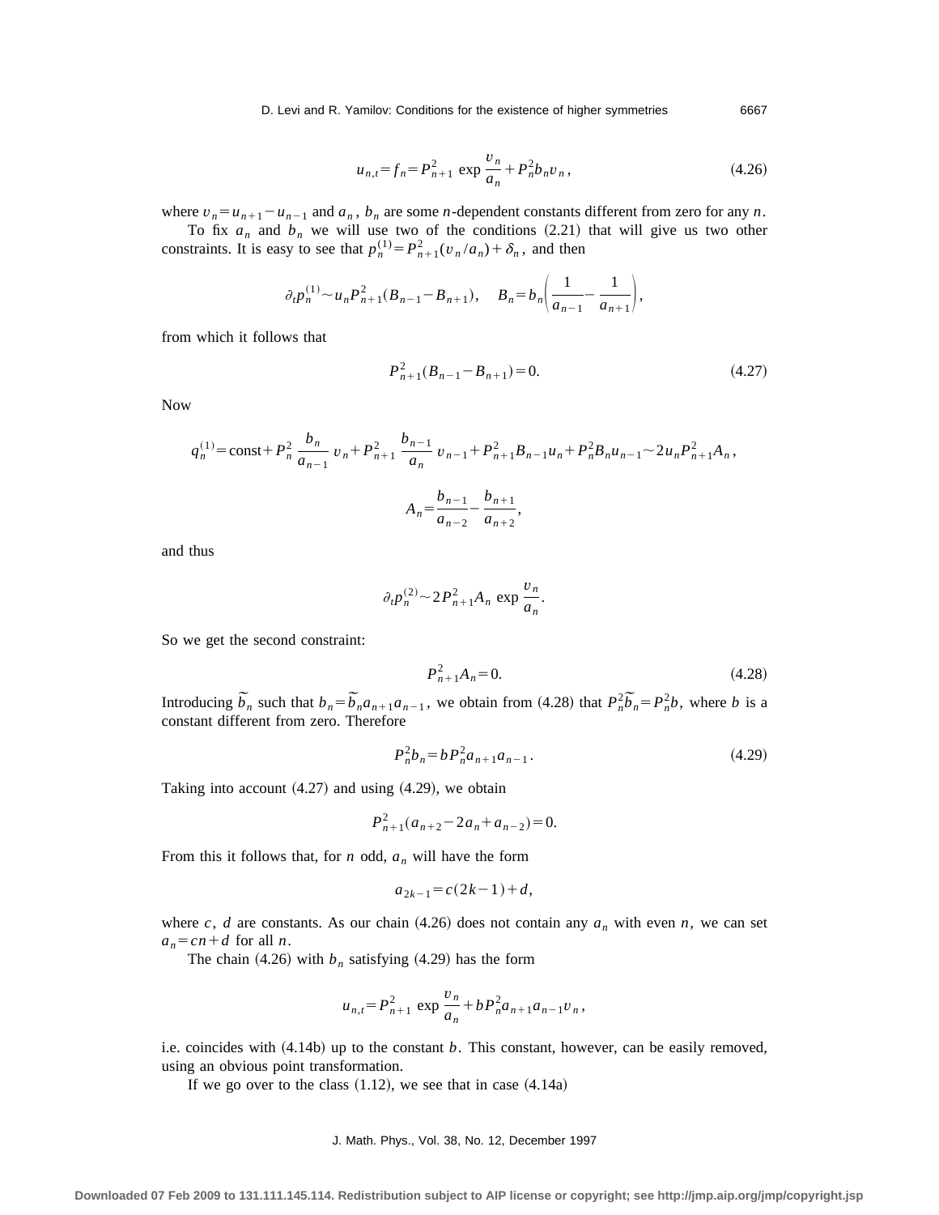$$u_{n,t}=f_n=P_{n+1}^2 \exp \frac{v_n}{a_n}+P_n^2 b_n v_n, \tag{4.26}$$

where $v_n=u_{n+1}-u_{n-1}$ and $a_n$, $b_n$ are some $n$-dependent constants different from zero for any $n$.

To fix $a_n$ and $b_n$ we will use two of the conditions (2.21) that will give us two other constraints. It is easy to see that $p_n^{(1)}=P_{n+1}^2(v_n/a_n)+\delta_n$, and then

$$\partial_t p_n^{(1)} \sim u_n P_{n+1}^2 (B_{n-1}-B_{n+1}), \quad B_n=b_n\left(\frac{1}{a_{n-1}}-\frac{1}{a_{n+1}}\right),$$

from which it follows that

$$P_{n+1}^2(B_{n-1}-B_{n+1})=0. \tag{4.27}$$

Now

$$q_n^{(1)}=\text{const}+P_n^2 \frac{b_n}{a_{n-1}} v_n+P_{n+1}^2 \frac{b_{n-1}}{a_n} v_{n-1}+P_{n+1}^2 B_{n-1}u_n+P_n^2 B_n u_{n-1} \sim 2u_n P_{n+1}^2 A_n,$$

$$A_n=\frac{b_{n-1}}{a_{n-2}}-\frac{b_{n+1}}{a_{n+2}},$$

and thus

$$\partial_t p_n^{(2)} \sim 2P_{n+1}^2 A_n \exp \frac{v_n}{a_n}.$$

So we get the second constraint:

$$P_{n+1}^2 A_n=0. \tag{4.28}$$

Introducing $\tilde{b}_n$ such that $b_n=\tilde{b}_n a_{n+1}a_{n-1}$, we obtain from (4.28) that $P_n^2\tilde{b}_n=P_n^2 b$, where $b$ is a constant different from zero. Therefore

$$P_n^2 b_n=bP_n^2 a_{n+1}a_{n-1}. \tag{4.29}$$

Taking into account (4.27) and using (4.29), we obtain

$$P_{n+1}^2(a_{n+2}-2a_n+a_{n-2})=0.$$

From this it follows that, for $n$ odd, $a_n$ will have the form

$$a_{2k-1}=c(2k-1)+d,$$

where $c$, $d$ are constants. As our chain (4.26) does not contain any $a_n$ with even $n$, we can set $a_n=cn+d$ for all $n$.

The chain (4.26) with $b_n$ satisfying (4.29) has the form

$$u_{n,t}=P_{n+1}^2 \exp \frac{v_n}{a_n}+bP_n^2 a_{n+1}a_{n-1}v_n,$$

i.e. coincides with (4.14b) up to the constant $b$. This constant, however, can be easily removed, using an obvious point transformation.

If we go over to the class (1.12), we see that in case (4.14a)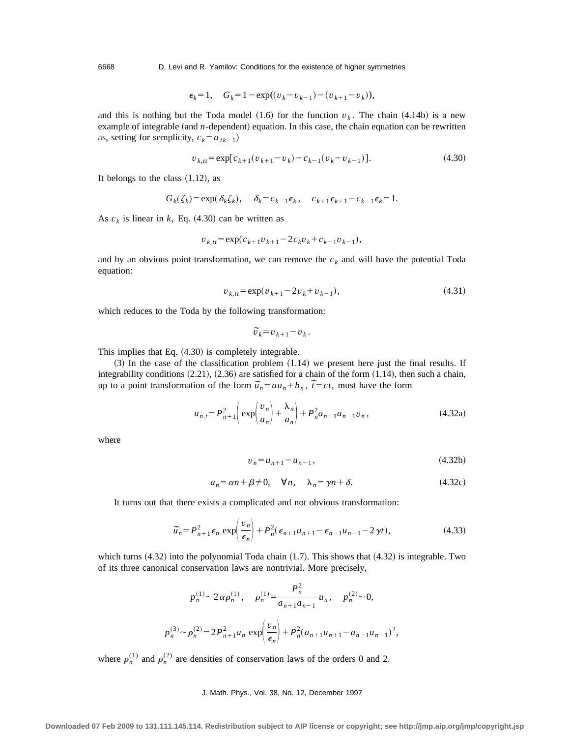$$\epsilon_k = 1, \quad G_k = 1 - \exp((v_k - v_{k-1}) - (v_{k+1} - v_k)),$$

and this is nothing but the Toda model (1.6) for the function $v_k$. The chain (4.14b) is a new example of integrable (and $n$-dependent) equation. In this case, the chain equation can be rewritten as, setting for semplicity, $c_k = a_{2k-1}$)

$$v_{k,tt} = \exp[c_{k+1}(v_{k+1} - v_k) - c_{k-1}(v_k - v_{k-1})]. \tag{4.30}$$

It belongs to the class (1.12), as

$$G_k(\zeta_k) = \exp(\delta_k \zeta_k), \quad \delta_k = c_{k-1}\epsilon_k, \quad c_{k+1}\epsilon_{k+1} - c_{k-1}\epsilon_k = 1.$$

As $c_k$ is linear in $k$, Eq. (4.30) can be written as

$$v_{k,tt} = \exp(c_{k+1}v_{k+1} - 2c_k v_k + c_{k-1}v_{k-1}),$$

and by an obvious point transformation, we can remove the $c_k$ and will have the potential Toda equation:

$$v_{k,tt} = \exp(v_{k+1} - 2v_k + v_{k-1}), \tag{4.31}$$

which reduces to the Toda by the following transformation:

$$\tilde{v}_k = v_{k+1} - v_k.$$

This implies that Eq. (4.30) is completely integrable.

(3) In the case of the classification problem (1.14) we present here just the final results. If integrability conditions (2.21), (2.36) are satisfied for a chain of the form (1.14), then such a chain, up to a point transformation of the form $\tilde{u}_n = a u_n + b_n$, $\tilde{t} = ct$, must have the form

$$u_{n,t} = P_{n+1}^2 \left( \exp\left(\frac{v_n}{a_n}\right) + \frac{\lambda_n}{a_n} \right) + P_n^2 a_{n+1} a_{n-1} v_n, \tag{4.32a}$$

where

$$v_n = u_{n+1} - u_{n-1}, \tag{4.32b}$$

$$a_n = \alpha n + \beta \neq 0, \quad \forall n, \quad \lambda_n = \gamma n + \delta. \tag{4.32c}$$

It turns out that there exists a complicated and not obvious transformation:

$$\tilde{u}_n = P_{n+1}^2 \epsilon_n \exp\left(\frac{v_n}{\epsilon_n}\right) + P_n^2(\epsilon_{n+1}u_{n+1} - \epsilon_{n-1}u_{n-1} - 2\gamma t), \tag{4.33}$$

which turns (4.32) into the polynomial Toda chain (1.7). This shows that (4.32) is integrable. Two of its three canonical conservation laws are nontrivial. More precisely,

$$p_n^{(1)} \sim 2\alpha \rho_n^{(1)}, \quad \rho_n^{(1)} = \frac{P_n^2}{a_{n+1}a_{n-1}} u_n, \quad p_n^{(2)} \sim 0,$$

$$p_n^{(3)} \sim \rho_n^{(2)} = 2P_{n+1}^2 a_n \exp\left(\frac{v_n}{\epsilon_n}\right) + P_n^2(a_{n+1}u_{n+1} - a_{n-1}u_{n-1})^2,$$

where $\rho_n^{(1)}$ and $\rho_n^{(2)}$ are densities of conservation laws of the orders 0 and 2.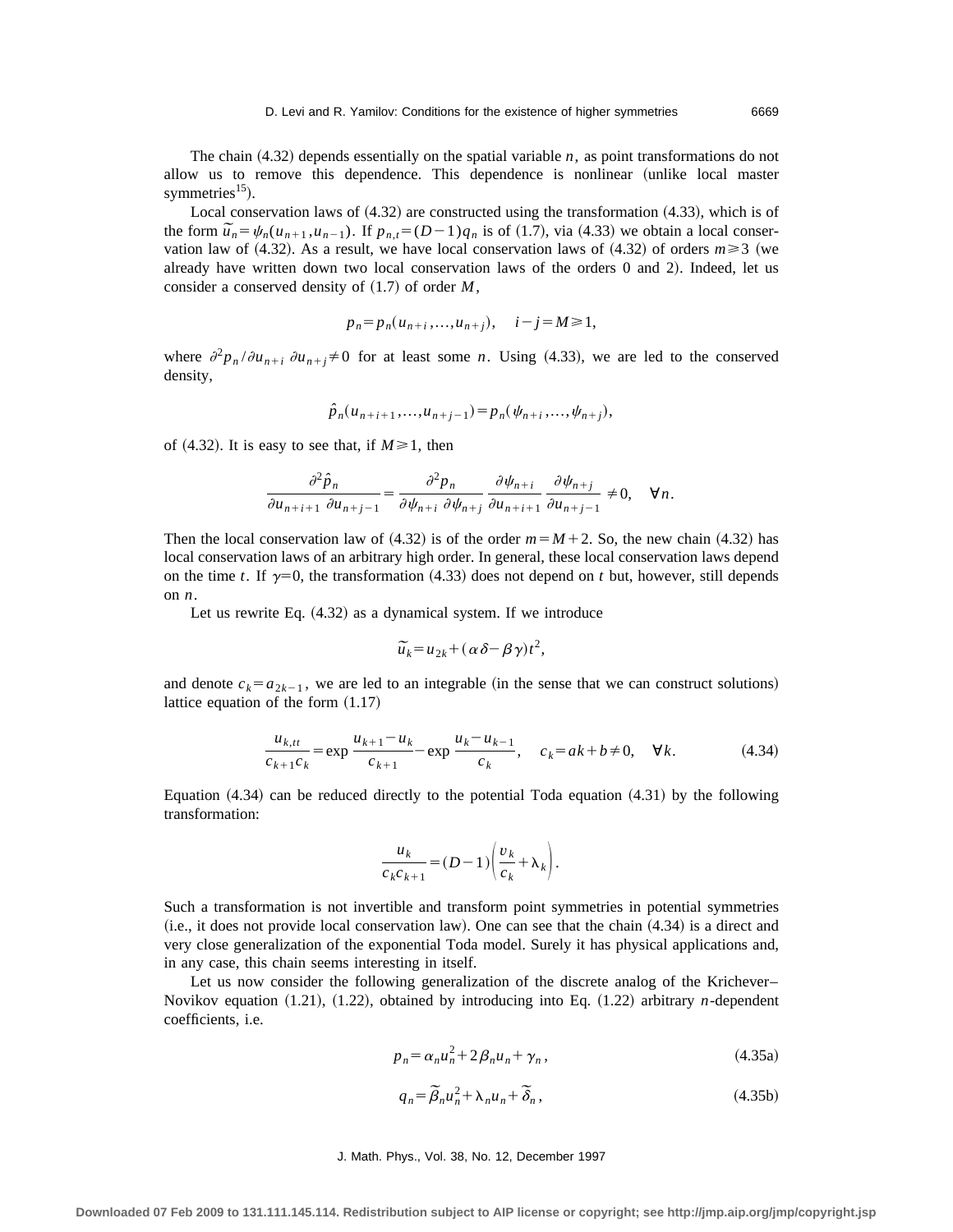The chain (4.32) depends essentially on the spatial variable $n$, as point transformations do not allow us to remove this dependence. This dependence is nonlinear (unlike local master symmetries[15]).

Local conservation laws of (4.32) are constructed using the transformation (4.33), which is of the form $\tilde{u}_n = \psi_n(u_{n+1}, u_{n-1})$. If $p_{n,t} = (D-1)q_n$ is of (1.7), via (4.33) we obtain a local conservation law of (4.32). As a result, we have local conservation laws of (4.32) of orders $m \geqslant 3$ (we already have written down two local conservation laws of the orders 0 and 2). Indeed, let us consider a conserved density of (1.7) of order $M$,

$$p_n = p_n(u_{n+i}, \ldots, u_{n+j}), \quad i - j = M \geqslant 1,$$

where $\partial^2 p_n / \partial u_{n+i} \, \partial u_{n+j} \neq 0$ for at least some $n$. Using (4.33), we are led to the conserved density,

$$\hat{p}_n(u_{n+i+1}, \ldots, u_{n+j-1}) = p_n(\psi_{n+i}, \ldots, \psi_{n+j}),$$

of (4.32). It is easy to see that, if $M \geqslant 1$, then

$$\frac{\partial^2 \hat{p}_n}{\partial u_{n+i+1} \, \partial u_{n+j-1}} = \frac{\partial^2 p_n}{\partial \psi_{n+i} \, \partial \psi_{n+j}} \frac{\partial \psi_{n+i}}{\partial u_{n+i+1}} \frac{\partial \psi_{n+j}}{\partial u_{n+j-1}} \neq 0, \quad \forall n.$$

Then the local conservation law of (4.32) is of the order $m = M + 2$. So, the new chain (4.32) has local conservation laws of an arbitrary high order. In general, these local conservation laws depend on the time $t$. If $\gamma = 0$, the transformation (4.33) does not depend on $t$ but, however, still depends on $n$.

Let us rewrite Eq. (4.32) as a dynamical system. If we introduce

$$\tilde{u}_k = u_{2k} + (\alpha\delta - \beta\gamma)t^2,$$

and denote $c_k = a_{2k-1}$, we are led to an integrable (in the sense that we can construct solutions) lattice equation of the form (1.17)

$$\frac{u_{k,tt}}{c_{k+1}c_k} = \exp \frac{u_{k+1} - u_k}{c_{k+1}} - \exp \frac{u_k - u_{k-1}}{c_k}, \quad c_k = ak + b \neq 0, \quad \forall k. \tag{4.34}$$

Equation (4.34) can be reduced directly to the potential Toda equation (4.31) by the following transformation:

$$\frac{u_k}{c_k c_{k+1}} = (D-1)\left(\frac{v_k}{c_k} + \lambda_k\right).$$

Such a transformation is not invertible and transform point symmetries in potential symmetries (i.e., it does not provide local conservation law). One can see that the chain (4.34) is a direct and very close generalization of the exponential Toda model. Surely it has physical applications and, in any case, this chain seems interesting in itself.

Let us now consider the following generalization of the discrete analog of the Krichever–Novikov equation (1.21), (1.22), obtained by introducing into Eq. (1.22) arbitrary $n$-dependent coefficients, i.e.

$$p_n = \alpha_n u_n^2 + 2\beta_n u_n + \gamma_n, \tag{4.35a}$$

$$q_n = \tilde{\beta}_n u_n^2 + \lambda_n u_n + \tilde{\delta}_n, \tag{4.35b}$$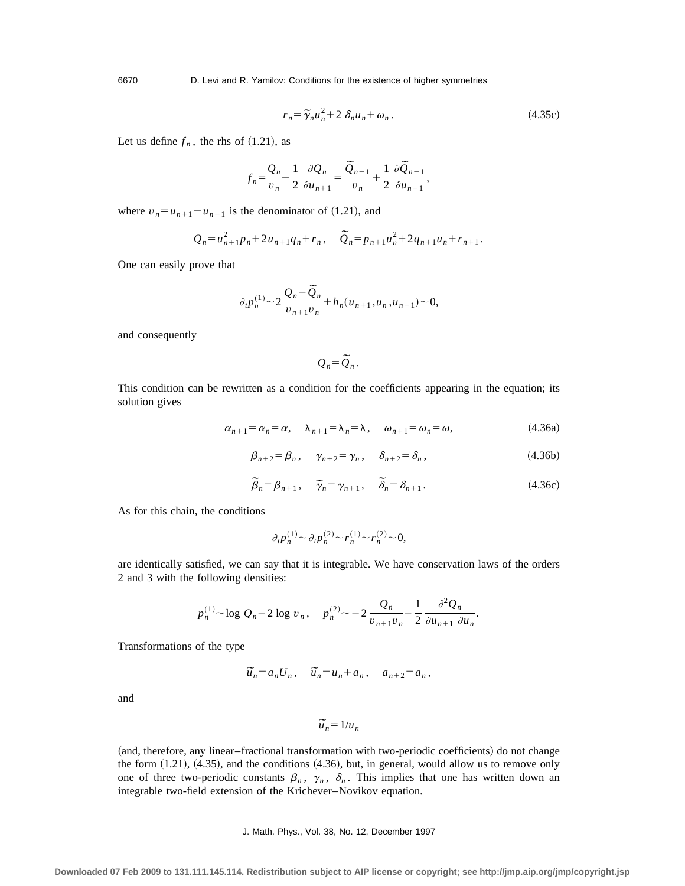$$r_n = \widetilde{\gamma}_n u_n^2 + 2\,\delta_n u_n + \omega_n . \tag{4.35c}$$

Let us define $f_n$, the rhs of (1.21), as

$$f_n = \frac{Q_n}{v_n} - \frac{1}{2}\,\frac{\partial Q_n}{\partial u_{n+1}} = \frac{\widetilde{Q}_{n-1}}{v_n} + \frac{1}{2}\,\frac{\partial \widetilde{Q}_{n-1}}{\partial u_{n-1}},$$

where $v_n = u_{n+1} - u_{n-1}$ is the denominator of (1.21), and

$$Q_n = u_{n+1}^2 p_n + 2u_{n+1} q_n + r_n , \quad \widetilde{Q}_n = p_{n+1} u_n^2 + 2q_{n+1} u_n + r_{n+1} .$$

One can easily prove that

$$\partial_t p_n^{(1)} \sim 2\,\frac{Q_n - \widetilde{Q}_n}{v_{n+1} v_n} + h_n(u_{n+1}, u_n, u_{n-1}) \sim 0,$$

and consequently

$$Q_n = \widetilde{Q}_n .$$

This condition can be rewritten as a condition for the coefficients appearing in the equation; its solution gives

$$\alpha_{n+1} = \alpha_n = \alpha, \quad \lambda_{n+1} = \lambda_n = \lambda, \quad \omega_{n+1} = \omega_n = \omega, \tag{4.36a}$$

$$\beta_{n+2} = \beta_n , \quad \gamma_{n+2} = \gamma_n , \quad \delta_{n+2} = \delta_n , \tag{4.36b}$$

$$\widetilde{\beta}_n = \beta_{n+1} , \quad \widetilde{\gamma}_n = \gamma_{n+1} , \quad \widetilde{\delta}_n = \delta_{n+1} . \tag{4.36c}$$

As for this chain, the conditions

$$\partial_t p_n^{(1)} \sim \partial_t p_n^{(2)} \sim r_n^{(1)} \sim r_n^{(2)} \sim 0,$$

are identically satisfied, we can say that it is integrable. We have conservation laws of the orders 2 and 3 with the following densities:

$$p_n^{(1)} \sim \log\, Q_n - 2 \log\, v_n , \quad p_n^{(2)} \sim -2\,\frac{Q_n}{v_{n+1} v_n} - \frac{1}{2}\,\frac{\partial^2 Q_n}{\partial u_{n+1}\,\partial u_n} .$$

Transformations of the type

$$\widetilde{u}_n = a_n U_n , \quad \widetilde{u}_n = u_n + a_n , \quad a_{n+2} = a_n ,$$

and

$$\widetilde{u}_n = 1/u_n$$

(and, therefore, any linear–fractional transformation with two-periodic coefficients) do not change the form (1.21), (4.35), and the conditions (4.36), but, in general, would allow us to remove only one of three two-periodic constants $\beta_n$, $\gamma_n$, $\delta_n$. This implies that one has written down an integrable two-field extension of the Krichever–Novikov equation.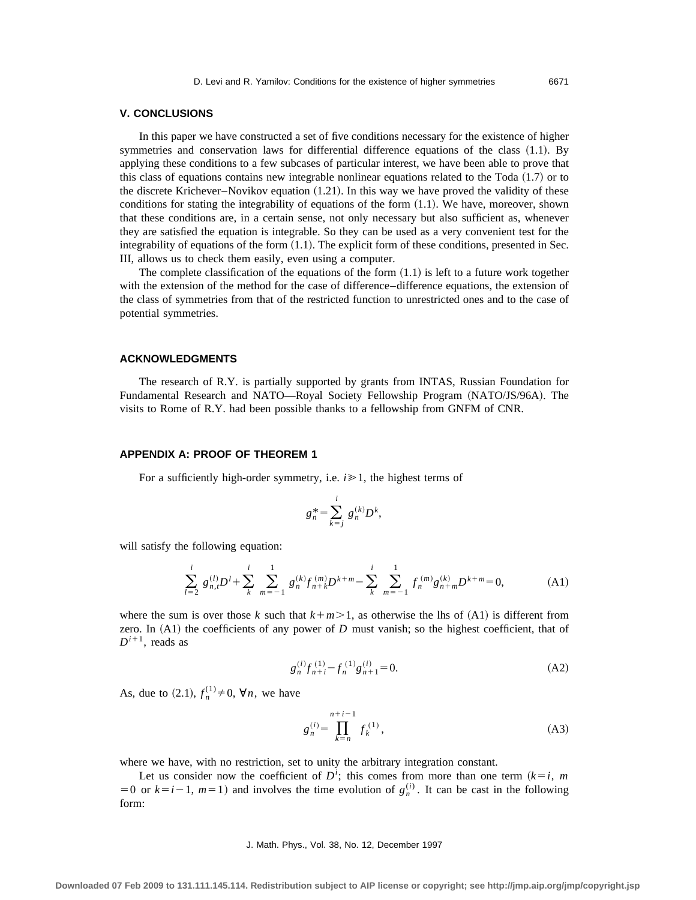## V. CONCLUSIONS

In this paper we have constructed a set of five conditions necessary for the existence of higher symmetries and conservation laws for differential difference equations of the class (1.1). By applying these conditions to a few subcases of particular interest, we have been able to prove that this class of equations contains new integrable nonlinear equations related to the Toda (1.7) or to the discrete Krichever–Novikov equation (1.21). In this way we have proved the validity of these conditions for stating the integrability of equations of the form (1.1). We have, moreover, shown that these conditions are, in a certain sense, not only necessary but also sufficient as, whenever they are satisfied the equation is integrable. So they can be used as a very convenient test for the integrability of equations of the form (1.1). The explicit form of these conditions, presented in Sec. III, allows us to check them easily, even using a computer.

The complete classification of the equations of the form (1.1) is left to a future work together with the extension of the method for the case of difference–difference equations, the extension of the class of symmetries from that of the restricted function to unrestricted ones and to the case of potential symmetries.

## ACKNOWLEDGMENTS

The research of R.Y. is partially supported by grants from INTAS, Russian Foundation for Fundamental Research and NATO—Royal Society Fellowship Program (NATO/JS/96A). The visits to Rome of R.Y. had been possible thanks to a fellowship from GNFM of CNR.

## APPENDIX A: PROOF OF THEOREM 1

For a sufficiently high-order symmetry, i.e. $i \gg 1$, the highest terms of

$$g_n^* = \sum_{k=j}^{i} g_n^{(k)} D^k,$$

will satisfy the following equation:

$$\sum_{l=2}^{i} g_{n,t}^{(l)} D^l + \sum_{k}^{i} \sum_{m=-1}^{1} g_n^{(k)} f_{n+k}^{(m)} D^{k+m} - \sum_{k}^{i} \sum_{m=-1}^{1} f_n^{(m)} g_{n+m}^{(k)} D^{k+m} = 0, \tag{A1}$$

where the sum is over those $k$ such that $k+m>1$, as otherwise the lhs of (A1) is different from zero. In (A1) the coefficients of any power of $D$ must vanish; so the highest coefficient, that of $D^{i+1}$, reads as

$$g_n^{(i)} f_{n+i}^{(1)} - f_n^{(1)} g_{n+1}^{(i)} = 0. \tag{A2}$$

As, due to (2.1), $f_n^{(1)} \neq 0$, $\forall n$, we have

$$g_n^{(i)} = \prod_{k=n}^{n+i-1} f_k^{(1)}, \tag{A3}$$

where we have, with no restriction, set to unity the arbitrary integration constant.

Let us consider now the coefficient of $D^i$; this comes from more than one term ($k=i$, $m=0$ or $k=i-1$, $m=1$) and involves the time evolution of $g_n^{(i)}$. It can be cast in the following form: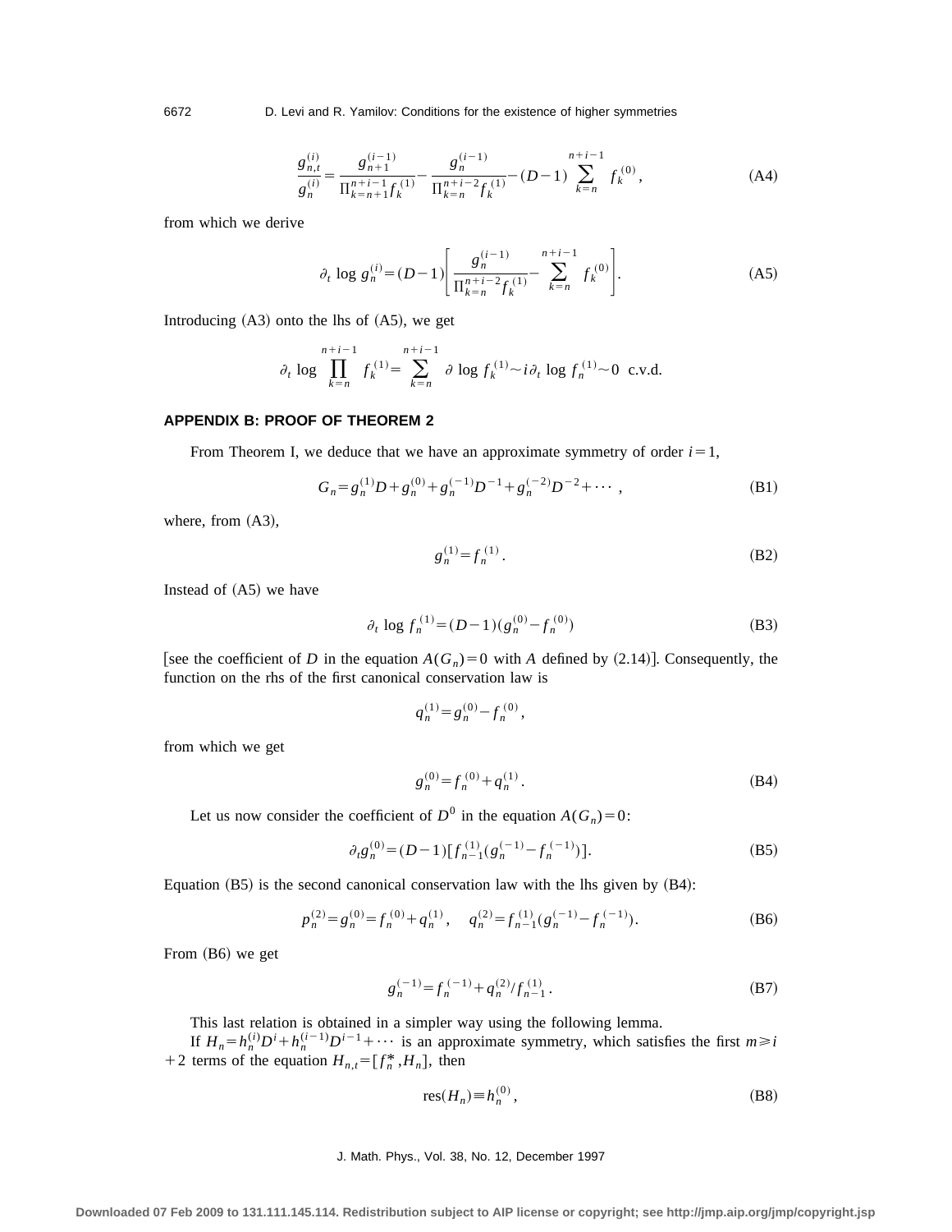$$\frac{g_{n,t}^{(i)}}{g_n^{(i)}}=\frac{g_{n+1}^{(i-1)}}{\Pi_{k=n+1}^{n+i-1}f_k^{(1)}}-\frac{g_n^{(i-1)}}{\Pi_{k=n}^{n+i-2}f_k^{(1)}}-(D-1)\sum_{k=n}^{n+i-1}f_k^{(0)},\tag{A4}$$

from which we derive

$$\partial_t \log g_n^{(i)}=(D-1)\left[\frac{g_n^{(i-1)}}{\Pi_{k=n}^{n+i-2}f_k^{(1)}}-\sum_{k=n}^{n+i-1}f_k^{(0)}\right].\tag{A5}$$

Introducing (A3) onto the lhs of (A5), we get

$$\partial_t \log \prod_{k=n}^{n+i-1}f_k^{(1)}=\sum_{k=n}^{n+i-1}\partial \log f_k^{(1)}\sim i\partial_t \log f_n^{(1)}\sim 0 \ \text{ c.v.d.}$$

## APPENDIX B: PROOF OF THEOREM 2

From Theorem I, we deduce that we have an approximate symmetry of order $i=1$,

$$G_n=g_n^{(1)}D+g_n^{(0)}+g_n^{(-1)}D^{-1}+g_n^{(-2)}D^{-2}+\cdots,\tag{B1}$$

where, from (A3),

$$g_n^{(1)}=f_n^{(1)}.\tag{B2}$$

Instead of (A5) we have

$$\partial_t \log f_n^{(1)}=(D-1)(g_n^{(0)}-f_n^{(0)})\tag{B3}$$

[see the coefficient of $D$ in the equation $A(G_n)=0$ with $A$ defined by (2.14)]. Consequently, the function on the rhs of the first canonical conservation law is

$$q_n^{(1)}=g_n^{(0)}-f_n^{(0)},$$

from which we get

$$g_n^{(0)}=f_n^{(0)}+q_n^{(1)}.\tag{B4}$$

Let us now consider the coefficient of $D^0$ in the equation $A(G_n)=0$:

$$\partial_t g_n^{(0)}=(D-1)[f_{n-1}^{(1)}(g_n^{(-1)}-f_n^{(-1)})].\tag{B5}$$

Equation (B5) is the second canonical conservation law with the lhs given by (B4):

$$p_n^{(2)}=g_n^{(0)}=f_n^{(0)}+q_n^{(1)},\quad q_n^{(2)}=f_{n-1}^{(1)}(g_n^{(-1)}-f_n^{(-1)}).\tag{B6}$$

From (B6) we get

$$g_n^{(-1)}=f_n^{(-1)}+q_n^{(2)}/f_{n-1}^{(1)}.\tag{B7}$$

This last relation is obtained in a simpler way using the following lemma.

If $H_n=h_n^{(i)}D^i+h_n^{(i-1)}D^{i-1}+\cdots$ is an approximate symmetry, which satisfies the first $m\geqslant i+2$ terms of the equation $H_{n,t}=[f_n^*,H_n]$, then

$$\text{res}(H_n)\equiv h_n^{(0)},\tag{B8}$$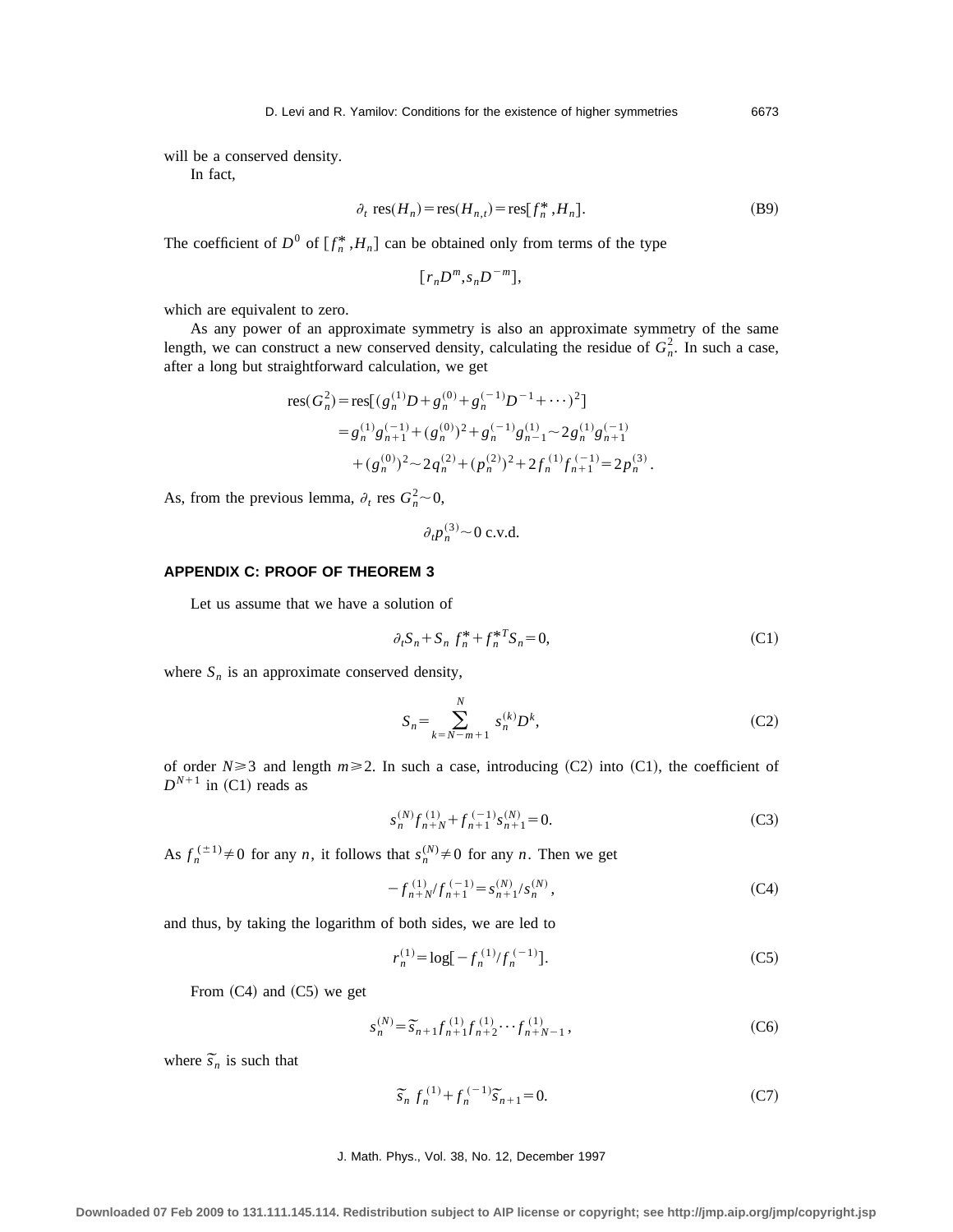will be a conserved density.

In fact,

$$\partial_t \ \mathrm{res}(H_n) = \mathrm{res}(H_{n,t}) = \mathrm{res}[f_n^*, H_n]. \tag{B9}$$

The coefficient of $D^0$ of $[f_n^*, H_n]$ can be obtained only from terms of the type

$$[r_n D^m, s_n D^{-m}],$$

which are equivalent to zero.

As any power of an approximate symmetry is also an approximate symmetry of the same length, we can construct a new conserved density, calculating the residue of $G_n^2$. In such a case, after a long but straightforward calculation, we get

$$\begin{aligned}
\mathrm{res}(G_n^2) &= \mathrm{res}[(g_n^{(1)} D + g_n^{(0)} + g_n^{(-1)} D^{-1} + \cdots)^2] \\
&= g_n^{(1)} g_{n+1}^{(-1)} + (g_n^{(0)})^2 + g_n^{(-1)} g_{n-1}^{(1)} \sim 2 g_n^{(1)} g_{n+1}^{(-1)} \\
&\quad + (g_n^{(0)})^2 \sim 2 q_n^{(2)} + (p_n^{(2)})^2 + 2 f_n^{(1)} f_{n+1}^{(-1)} = 2 p_n^{(3)}.
\end{aligned}$$

As, from the previous lemma, $\partial_t$ res $G_n^2 \sim 0$,

$$\partial_t p_n^{(3)} \sim 0 \text{ c.v.d.}$$

## APPENDIX C: PROOF OF THEOREM 3

Let us assume that we have a solution of

$$\partial_t S_n + S_n \, f_n^* + f_n^{*T} S_n = 0, \tag{C1}$$

where $S_n$ is an approximate conserved density,

$$S_n = \sum_{k=N-m+1}^{N} s_n^{(k)} D^k, \tag{C2}$$

of order $N \geqslant 3$ and length $m \geqslant 2$. In such a case, introducing (C2) into (C1), the coefficient of $D^{N+1}$ in (C1) reads as

$$s_n^{(N)} f_{n+N}^{(1)} + f_{n+1}^{(-1)} s_{n+1}^{(N)} = 0. \tag{C3}$$

As $f_n^{(\pm 1)} \neq 0$ for any $n$, it follows that $s_n^{(N)} \neq 0$ for any $n$. Then we get

$$-f_{n+N}^{(1)} / f_{n+1}^{(-1)} = s_{n+1}^{(N)} / s_n^{(N)}, \tag{C4}$$

and thus, by taking the logarithm of both sides, we are led to

$$r_n^{(1)} = \log[-f_n^{(1)} / f_n^{(-1)}]. \tag{C5}$$

From (C4) and (C5) we get

$$s_n^{(N)} = \tilde{s}_{n+1} f_{n+1}^{(1)} f_{n+2}^{(1)} \cdots f_{n+N-1}^{(1)}, \tag{C6}$$

where $\tilde{s}_n$ is such that

$$\tilde{s}_n \, f_n^{(1)} + f_n^{(-1)} \tilde{s}_{n+1} = 0. \tag{C7}$$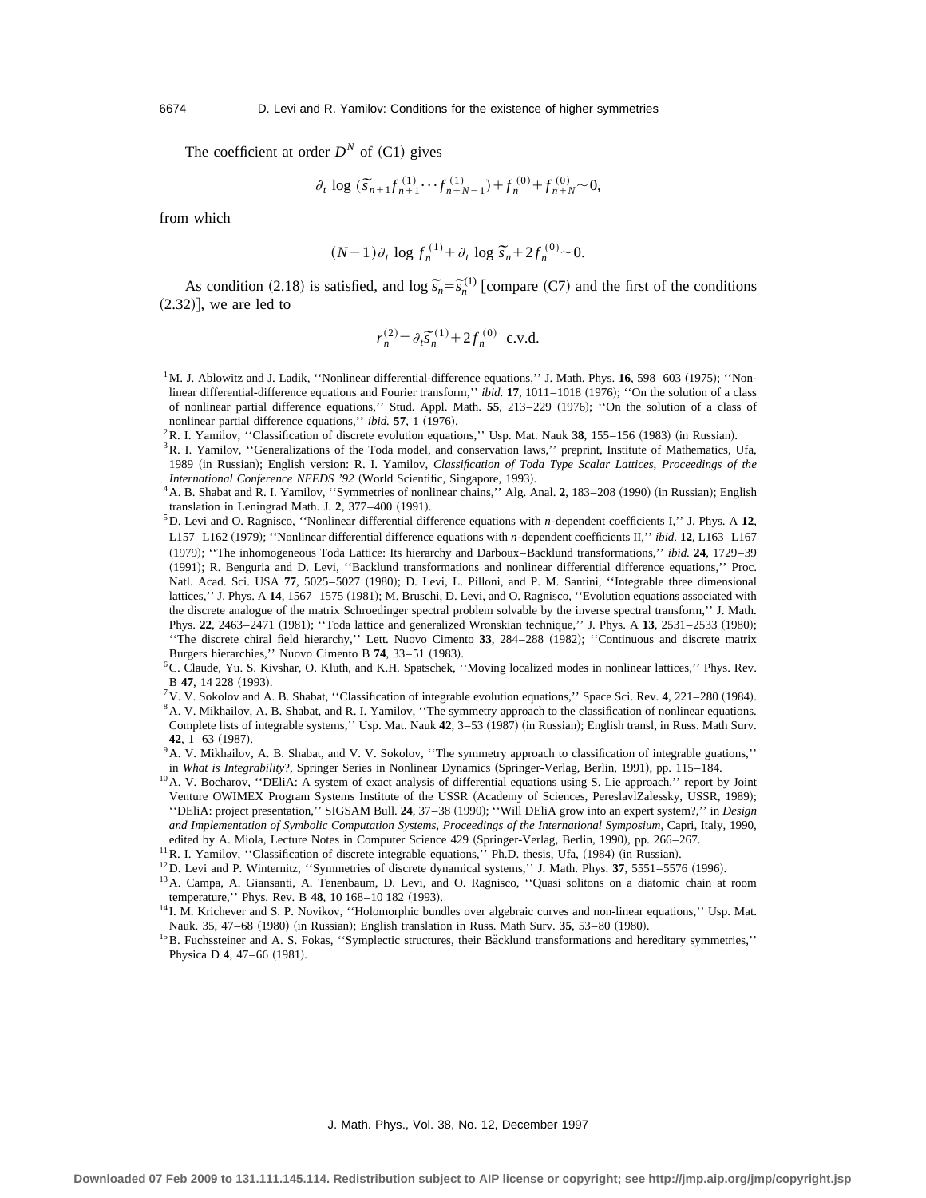The coefficient at order $D^N$ of (C1) gives

$$\partial_t \log(\tilde{s}_{n+1} f_{n+1}^{(1)} \cdots f_{n+N-1}^{(1)}) + f_n^{(0)} + f_{n+N}^{(0)} \sim 0,$$

from which

$$(N-1)\partial_t \log f_n^{(1)} + \partial_t \log \tilde{s}_n + 2 f_n^{(0)} \sim 0.$$

As condition (2.18) is satisfied, and $\log \tilde{s}_n = \tilde{s}_n^{(1)}$ [compare (C7) and the first of the conditions (2.32)], we are led to

$$r_n^{(2)} = \partial_t \tilde{s}_n^{(1)} + 2 f_n^{(0)} \quad \text{c.v.d.}$$

[1] M. J. Ablowitz and J. Ladik, ''Nonlinear differential-difference equations,'' J. Math. Phys. **16**, 598–603 (1975); ''Nonlinear differential-difference equations and Fourier transform,'' *ibid.* **17**, 1011–1018 (1976); ''On the solution of a class of nonlinear partial difference equations,'' Stud. Appl. Math. **55**, 213–229 (1976); ''On the solution of a class of nonlinear partial difference equations,'' *ibid.* **57**, 1 (1976).

[2] R. I. Yamilov, ''Classification of discrete evolution equations,'' Usp. Mat. Nauk **38**, 155–156 (1983) (in Russian).

[3] R. I. Yamilov, ''Generalizations of the Toda model, and conservation laws,'' preprint, Institute of Mathematics, Ufa, 1989 (in Russian); English version: R. I. Yamilov, *Classification of Toda Type Scalar Lattices, Proceedings of the International Conference NEEDS '92* (World Scientific, Singapore, 1993).

[4] A. B. Shabat and R. I. Yamilov, ''Symmetries of nonlinear chains,'' Alg. Anal. **2**, 183–208 (1990) (in Russian); English translation in Leningrad Math. J. **2**, 377–400 (1991).

[5] D. Levi and O. Ragnisco, ''Nonlinear differential difference equations with $n$-dependent coefficients I,'' J. Phys. A **12**, L157–L162 (1979); ''Nonlinear differential difference equations with $n$-dependent coefficients II,'' *ibid.* **12**, L163–L167 (1979); ''The inhomogeneous Toda Lattice: Its hierarchy and Darboux–Backlund transformations,'' *ibid.* **24**, 1729–39 (1991); R. Benguria and D. Levi, ''Backlund transformations and nonlinear differential difference equations,'' Proc. Natl. Acad. Sci. USA **77**, 5025–5027 (1980); D. Levi, L. Pilloni, and P. M. Santini, ''Integrable three dimensional lattices,'' J. Phys. A **14**, 1567–1575 (1981); M. Bruschi, D. Levi, and O. Ragnisco, ''Evolution equations associated with the discrete analogue of the matrix Schroedinger spectral problem solvable by the inverse spectral transform,'' J. Math. Phys. **22**, 2463–2471 (1981); ''Toda lattice and generalized Wronskian technique,'' J. Phys. A **13**, 2531–2533 (1980); ''The discrete chiral field hierarchy,'' Lett. Nuovo Cimento **33**, 284–288 (1982); ''Continuous and discrete matrix Burgers hierarchies,'' Nuovo Cimento B **74**, 33–51 (1983).

[6] C. Claude, Yu. S. Kivshar, O. Kluth, and K.H. Spatschek, ''Moving localized modes in nonlinear lattices,'' Phys. Rev. B **47**, 14 228 (1993).

[7] V. V. Sokolov and A. B. Shabat, ''Classification of integrable evolution equations,'' Space Sci. Rev. **4**, 221–280 (1984).

[8] A. V. Mikhailov, A. B. Shabat, and R. I. Yamilov, ''The symmetry approach to the classification of nonlinear equations. Complete lists of integrable systems,'' Usp. Mat. Nauk **42**, 3–53 (1987) (in Russian); English transl, in Russ. Math Surv. **42**, 1–63 (1987).

[9] A. V. Mikhailov, A. B. Shabat, and V. V. Sokolov, ''The symmetry approach to classification of integrable guations,'' in *What is Integrability*?, Springer Series in Nonlinear Dynamics (Springer-Verlag, Berlin, 1991), pp. 115–184.

[10] A. V. Bocharov, ''DEliA: A system of exact analysis of differential equations using S. Lie approach,'' report by Joint Venture OWIMEX Program Systems Institute of the USSR (Academy of Sciences, PereslavlZalessky, USSR, 1989); ''DEliA: project presentation,'' SIGSAM Bull. **24**, 37–38 (1990); ''Will DEliA grow into an expert system?,'' in *Design and Implementation of Symbolic Computation Systems, Proceedings of the International Symposium*, Capri, Italy, 1990, edited by A. Miola, Lecture Notes in Computer Science 429 (Springer-Verlag, Berlin, 1990), pp. 266–267.

[11] R. I. Yamilov, ''Classification of discrete integrable equations,'' Ph.D. thesis, Ufa, (1984) (in Russian).

[12] D. Levi and P. Winternitz, ''Symmetries of discrete dynamical systems,'' J. Math. Phys. **37**, 5551–5576 (1996).

[13] A. Campa, A. Giansanti, A. Tenenbaum, D. Levi, and O. Ragnisco, ''Quasi solitons on a diatomic chain at room temperature,'' Phys. Rev. B **48**, 10 168–10 182 (1993).

[14] I. M. Krichever and S. P. Novikov, ''Holomorphic bundles over algebraic curves and non-linear equations,'' Usp. Mat. Nauk. 35, 47–68 (1980) (in Russian); English translation in Russ. Math Surv. **35**, 53–80 (1980).

[15] B. Fuchssteiner and A. S. Fokas, ''Symplectic structures, their Bäcklund transformations and hereditary symmetries,'' Physica D **4**, 47–66 (1981).